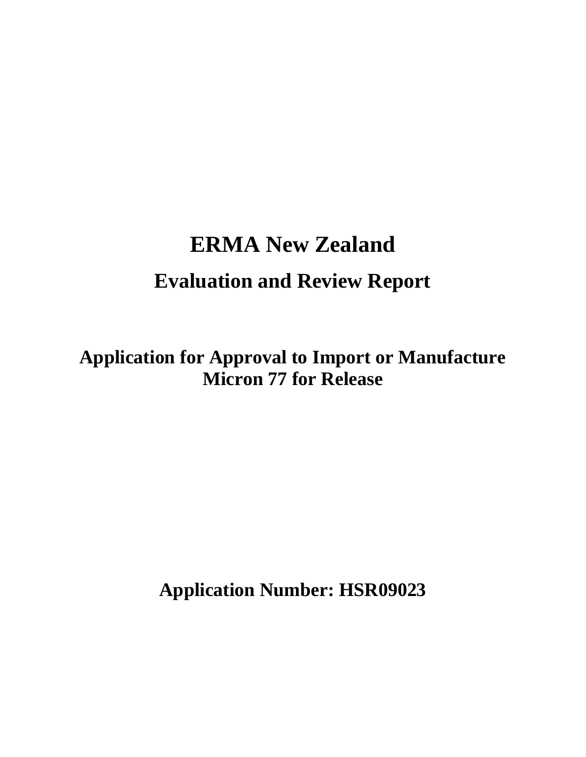# ERMA New Zealand

## Evaluation and Review Report

### Application for Approval to Import or Manufacture Micron 77 for Release

### Application Number: HSR09023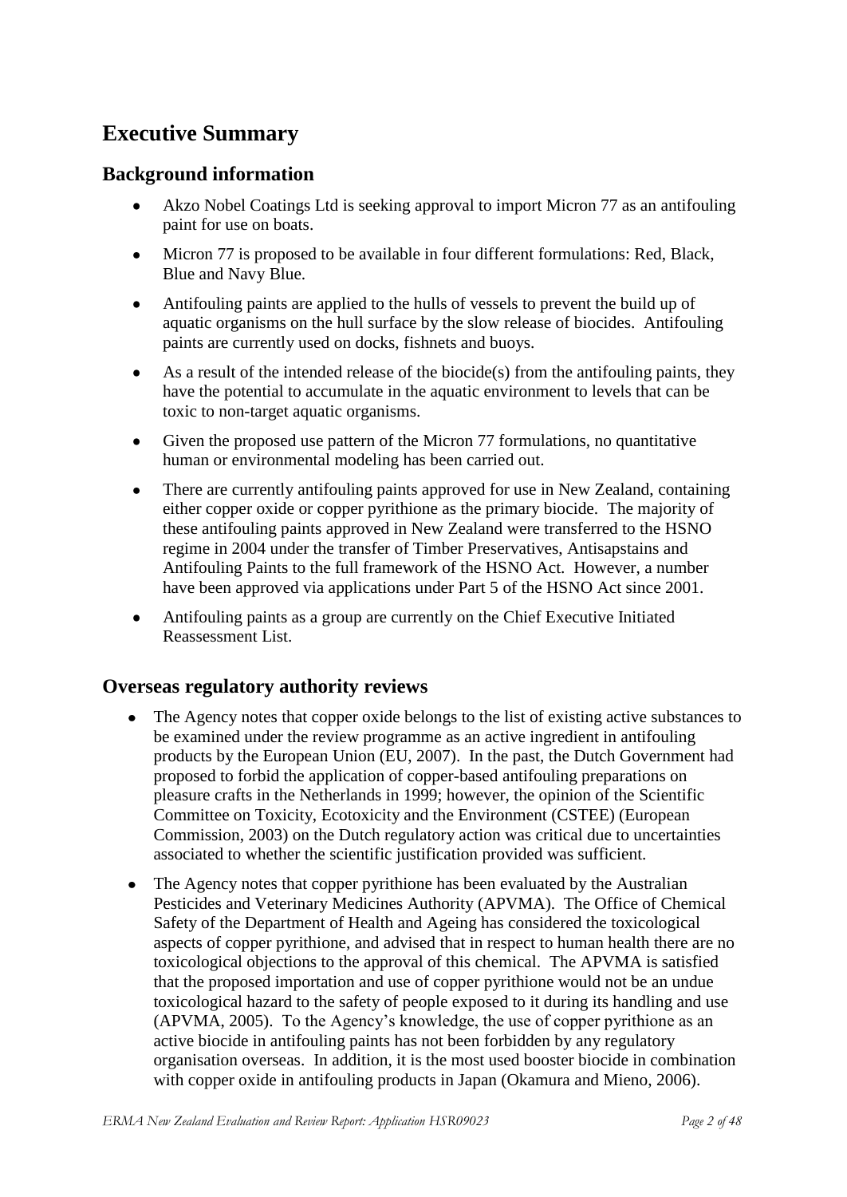# Executive Summary

## Background information

- Akzo Nobel Coatings Ltd is seeking approval to import Micron 77 as an antifouling paint for use on boats.
- Micron 77 is proposed to be available in four different formulations: Red, Black, Blue and Navy Blue.
- Antifouling paints are applied to the hulls of vessels to prevent the build up of aquatic organisms on the hull surface by the slow release of biocides. Antifouling paints are currently used on docks, fishnets and buoys.
- As a result of the intended release of the biocide(s) from the antifouling paints, they have the potential to accumulate in the aquatic environment to levels that can be toxic to non-target aquatic organisms.
- Given the proposed use pattern of the Micron 77 formulations, no quantitative human or environmental modeling has been carried out.
- There are currently antifouling paints approved for use in New Zealand, containing either copper oxide or copper pyrithione as the primary biocide. The majority of these antifouling paints approved in New Zealand were transferred to the HSNO regime in 2004 under the transfer of Timber Preservatives, Antisapstains and Antifouling Paints to the full framework of the HSNO Act. However, a number have been approved via applications under Part 5 of the HSNO Act since 2001.
- Antifouling paints as a group are currently on the Chief Executive Initiated Reassessment List.

## Overseas regulatory authority reviews

- The Agency notes that copper oxide belongs to the list of existing active substances to be examined under the review programme as an active ingredient in antifouling products by the European Union (EU, 2007). In the past, the Dutch Government had proposed to forbid the application of copper-based antifouling preparations on pleasure crafts in the Netherlands in 1999; however, the opinion of the Scientific Committee on Toxicity, Ecotoxicity and the Environment (CSTEE) (European Commission, 2003) on the Dutch regulatory action was critical due to uncertainties associated to whether the scientific justification provided was sufficient.
- The Agency notes that copper pyrithione has been evaluated by the Australian Pesticides and Veterinary Medicines Authority (APVMA). The Office of Chemical Safety of the Department of Health and Ageing has considered the toxicological aspects of copper pyrithione, and advised that in respect to human health there are no toxicological objections to the approval of this chemical. The APVMA is satisfied that the proposed importation and use of copper pyrithione would not be an undue toxicological hazard to the safety of people exposed to it during its handling and use (APVMA, 2005). To the Agency's knowledge, the use of copper pyrithione as an active biocide in antifouling paints has not been forbidden by any regulatory organisation overseas. In addition, it is the most used booster biocide in combination with copper oxide in antifouling products in Japan (Okamura and Mieno, 2006).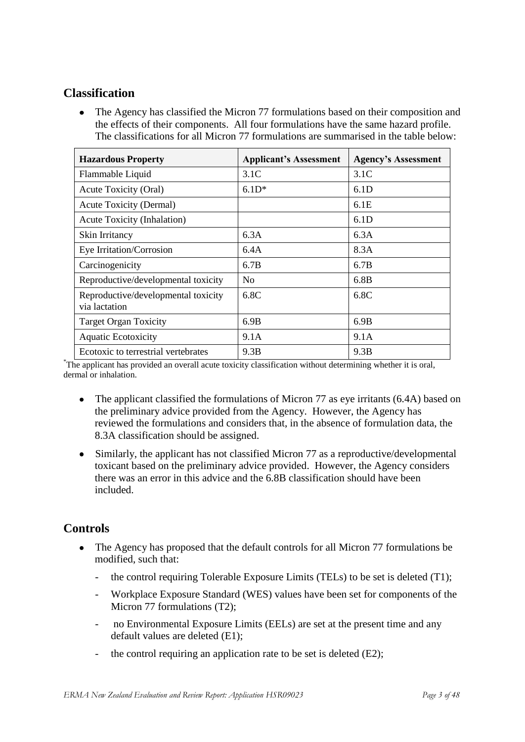## Classification

- The Agency has classified the Micron 77 formulations based on their composition and the effects of their components. All four formulations have the same hazard profile. The classifications for all Micron 77 formulations are summarised in the table below:

| Hazardous Property | Applicant's Assessment | Agency's Assessment |
| --- | --- | --- |
| Flammable Liquid | 3.1C | 3.1C |
| Acute Toxicity (Oral) | 6.1D* | 6.1D |
| Acute Toxicity (Dermal) | | 6.1E |
| Acute Toxicity (Inhalation) | | 6.1D |
| Skin Irritancy | 6.3A | 6.3A |
| Eye Irritation/Corrosion | 6.4A | 8.3A |
| Carcinogenicity | 6.7B | 6.7B |
| Reproductive/developmental toxicity | No | 6.8B |
| Reproductive/developmental toxicity via lactation | 6.8C | 6.8C |
| Target Organ Toxicity | 6.9B | 6.9B |
| Aquatic Ecotoxicity | 9.1A | 9.1A |
| Ecotoxic to terrestrial vertebrates | 9.3B | 9.3B |

*The applicant has provided an overall acute toxicity classification without determining whether it is oral, dermal or inhalation.

- The applicant classified the formulations of Micron 77 as eye irritants (6.4A) based on the preliminary advice provided from the Agency. However, the Agency has reviewed the formulations and considers that, in the absence of formulation data, the 8.3A classification should be assigned.
- Similarly, the applicant has not classified Micron 77 as a reproductive/developmental toxicant based on the preliminary advice provided. However, the Agency considers there was an error in this advice and the 6.8B classification should have been included.

## Controls

- The Agency has proposed that the default controls for all Micron 77 formulations be modified, such that:
  - the control requiring Tolerable Exposure Limits (TELs) to be set is deleted (T1);
  - Workplace Exposure Standard (WES) values have been set for components of the Micron 77 formulations (T2);
  - no Environmental Exposure Limits (EELs) are set at the present time and any default values are deleted (E1);
  - the control requiring an application rate to be set is deleted (E2);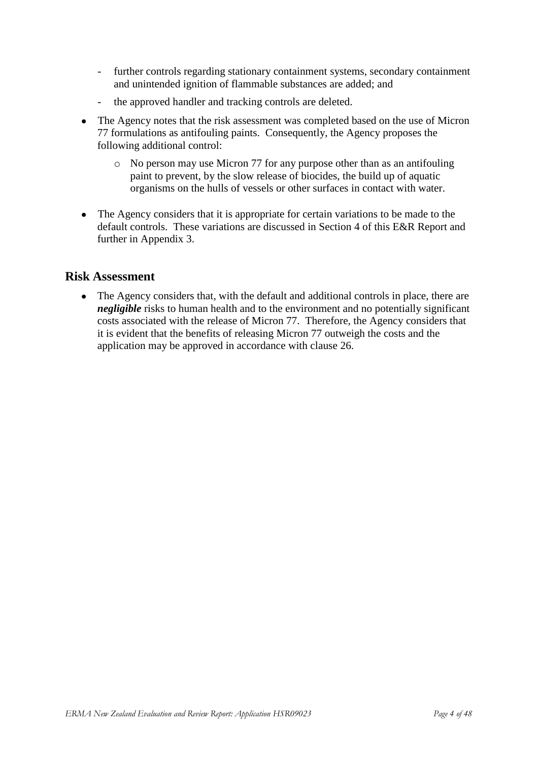- further controls regarding stationary containment systems, secondary containment and unintended ignition of flammable substances are added; and
  - the approved handler and tracking controls are deleted.

- The Agency notes that the risk assessment was completed based on the use of Micron 77 formulations as antifouling paints. Consequently, the Agency proposes the following additional control:
  - No person may use Micron 77 for any purpose other than as an antifouling paint to prevent, by the slow release of biocides, the build up of aquatic organisms on the hulls of vessels or other surfaces in contact with water.

- The Agency considers that it is appropriate for certain variations to be made to the default controls. These variations are discussed in Section 4 of this E&R Report and further in Appendix 3.

## Risk Assessment

- The Agency considers that, with the default and additional controls in place, there are ***negligible*** risks to human health and to the environment and no potentially significant costs associated with the release of Micron 77. Therefore, the Agency considers that it is evident that the benefits of releasing Micron 77 outweigh the costs and the application may be approved in accordance with clause 26.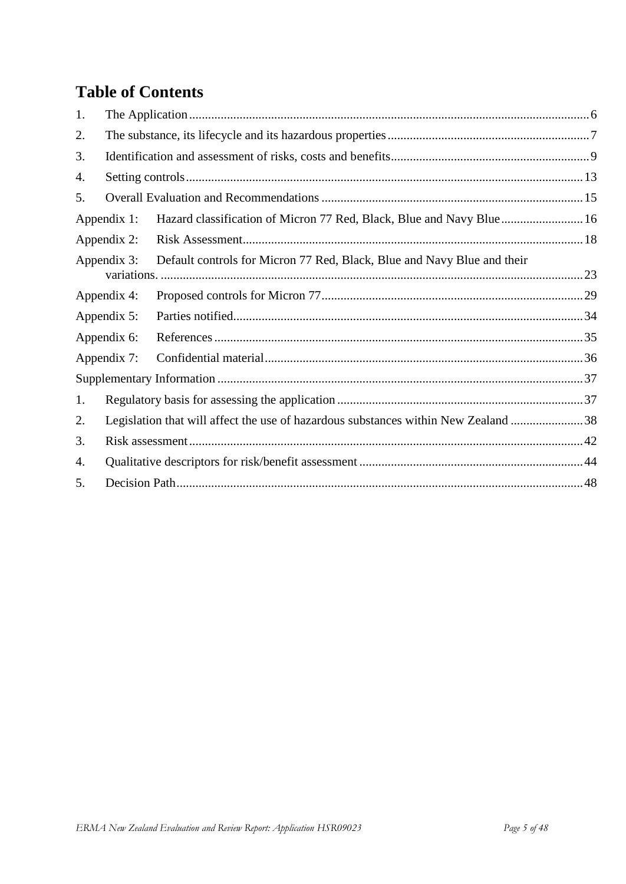# Table of Contents

1. The Application ... 6
2. The substance, its lifecycle and its hazardous properties ... 7
3. Identification and assessment of risks, costs and benefits ... 9
4. Setting controls ... 13
5. Overall Evaluation and Recommendations ... 15

Appendix 1: Hazard classification of Micron 77 Red, Black, Blue and Navy Blue ... 16

Appendix 2: Risk Assessment ... 18

Appendix 3: Default controls for Micron 77 Red, Black, Blue and Navy Blue and their variations. ... 23

Appendix 4: Proposed controls for Micron 77 ... 29

Appendix 5: Parties notified ... 34

Appendix 6: References ... 35

Appendix 7: Confidential material ... 36

Supplementary Information ... 37

1. Regulatory basis for assessing the application ... 37
2. Legislation that will affect the use of hazardous substances within New Zealand ... 38
3. Risk assessment ... 42
4. Qualitative descriptors for risk/benefit assessment ... 44
5. Decision Path ... 48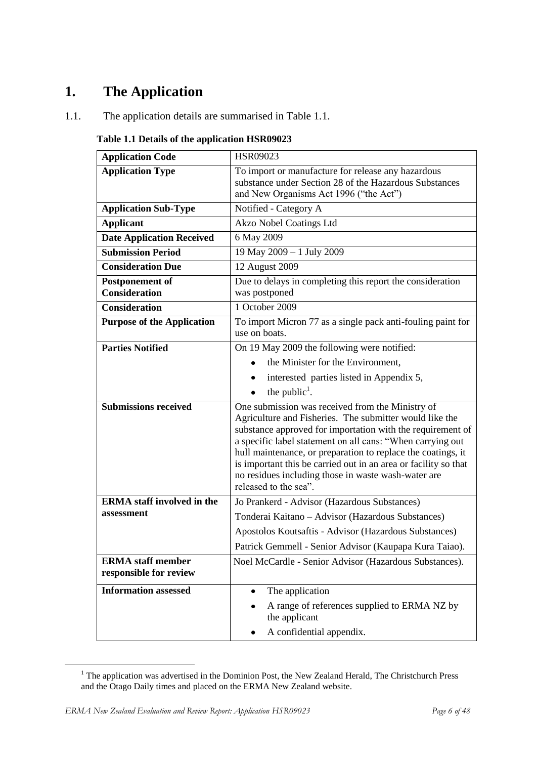# 1. The Application

1.1. The application details are summarised in Table 1.1.

**Table 1.1 Details of the application HSR09023**

| **Application Code** | HSR09023 |
|---|---|
| **Application Type** | To import or manufacture for release any hazardous substance under Section 28 of the Hazardous Substances and New Organisms Act 1996 ("the Act") |
| **Application Sub-Type** | Notified - Category A |
| **Applicant** | Akzo Nobel Coatings Ltd |
| **Date Application Received** | 6 May 2009 |
| **Submission Period** | 19 May 2009 – 1 July 2009 |
| **Consideration Due** | 12 August 2009 |
| **Postponement of Consideration** | Due to delays in completing this report the consideration was postponed |
| **Consideration** | 1 October 2009 |
| **Purpose of the Application** | To import Micron 77 as a single pack anti-fouling paint for use on boats. |
| **Parties Notified** | On 19 May 2009 the following were notified:<br>• the Minister for the Environment,<br>• interested parties listed in Appendix 5,<br>• the public[1]. |
| **Submissions received** | One submission was received from the Ministry of Agriculture and Fisheries. The submitter would like the substance approved for importation with the requirement of a specific label statement on all cans: "When carrying out hull maintenance, or preparation to replace the coatings, it is important this be carried out in an area or facility so that no residues including those in waste wash-water are released to the sea". |
| **ERMA staff involved in the assessment** | Jo Prankerd - Advisor (Hazardous Substances)<br>Tonderai Kaitano – Advisor (Hazardous Substances)<br>Apostolos Koutsaftis - Advisor (Hazardous Substances)<br>Patrick Gemmell - Senior Advisor (Kaupapa Kura Taiao). |
| **ERMA staff member responsible for review** | Noel McCardle - Senior Advisor (Hazardous Substances). |
| **Information assessed** | • The application<br>• A range of references supplied to ERMA NZ by the applicant<br>• A confidential appendix. |

[1] The application was advertised in the Dominion Post, the New Zealand Herald, The Christchurch Press and the Otago Daily times and placed on the ERMA New Zealand website.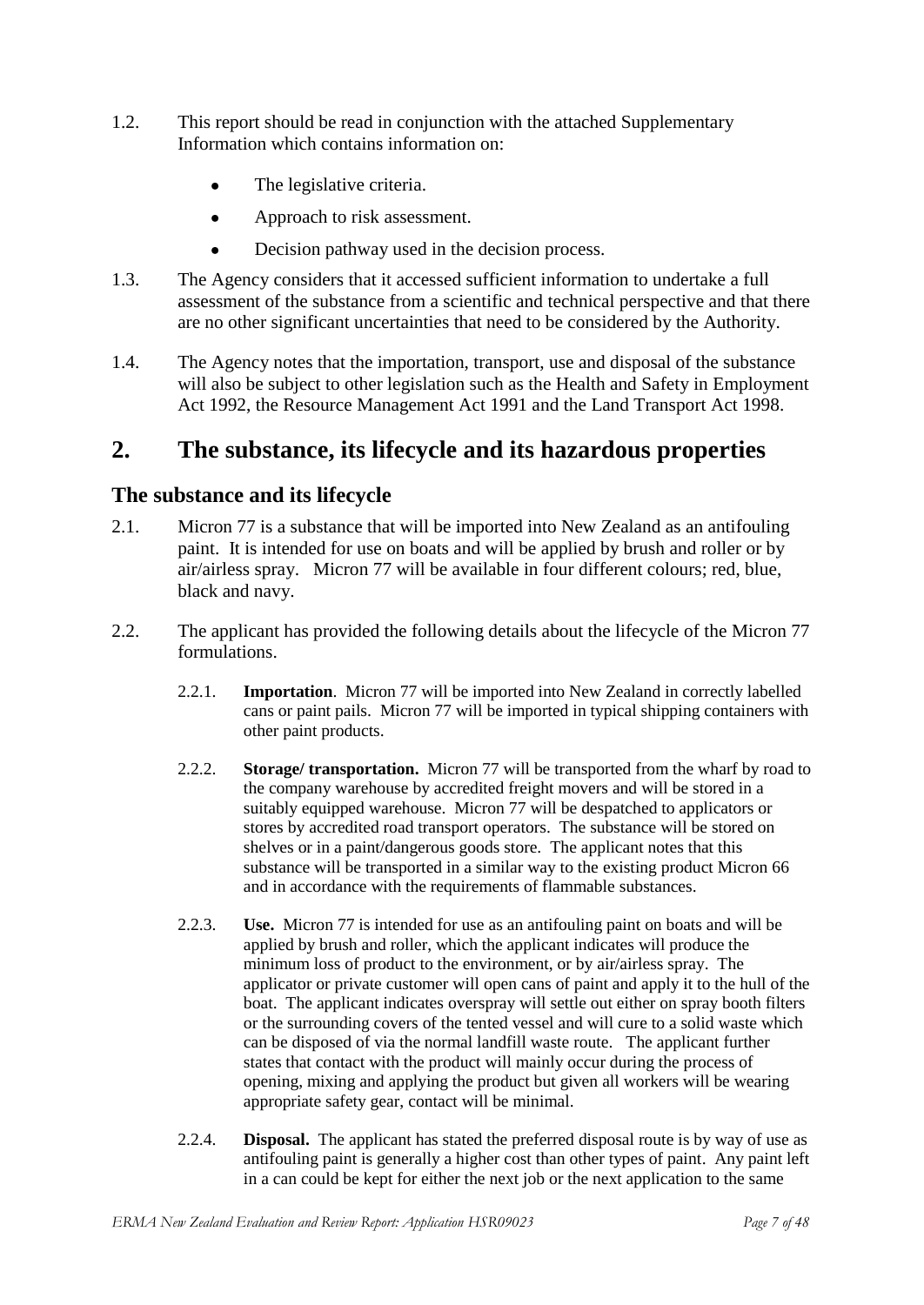1.2. This report should be read in conjunction with the attached Supplementary Information which contains information on:

- The legislative criteria.
- Approach to risk assessment.
- Decision pathway used in the decision process.

1.3. The Agency considers that it accessed sufficient information to undertake a full assessment of the substance from a scientific and technical perspective and that there are no other significant uncertainties that need to be considered by the Authority.

1.4. The Agency notes that the importation, transport, use and disposal of the substance will also be subject to other legislation such as the Health and Safety in Employment Act 1992, the Resource Management Act 1991 and the Land Transport Act 1998.

# 2. The substance, its lifecycle and its hazardous properties

## The substance and its lifecycle

2.1. Micron 77 is a substance that will be imported into New Zealand as an antifouling paint. It is intended for use on boats and will be applied by brush and roller or by air/airless spray. Micron 77 will be available in four different colours; red, blue, black and navy.

2.2. The applicant has provided the following details about the lifecycle of the Micron 77 formulations.

2.2.1. **Importation**. Micron 77 will be imported into New Zealand in correctly labelled cans or paint pails. Micron 77 will be imported in typical shipping containers with other paint products.

2.2.2. **Storage/ transportation.** Micron 77 will be transported from the wharf by road to the company warehouse by accredited freight movers and will be stored in a suitably equipped warehouse. Micron 77 will be despatched to applicators or stores by accredited road transport operators. The substance will be stored on shelves or in a paint/dangerous goods store. The applicant notes that this substance will be transported in a similar way to the existing product Micron 66 and in accordance with the requirements of flammable substances.

2.2.3. **Use.** Micron 77 is intended for use as an antifouling paint on boats and will be applied by brush and roller, which the applicant indicates will produce the minimum loss of product to the environment, or by air/airless spray. The applicator or private customer will open cans of paint and apply it to the hull of the boat. The applicant indicates overspray will settle out either on spray booth filters or the surrounding covers of the tented vessel and will cure to a solid waste which can be disposed of via the normal landfill waste route. The applicant further states that contact with the product will mainly occur during the process of opening, mixing and applying the product but given all workers will be wearing appropriate safety gear, contact will be minimal.

2.2.4. **Disposal.** The applicant has stated the preferred disposal route is by way of use as antifouling paint is generally a higher cost than other types of paint. Any paint left in a can could be kept for either the next job or the next application to the same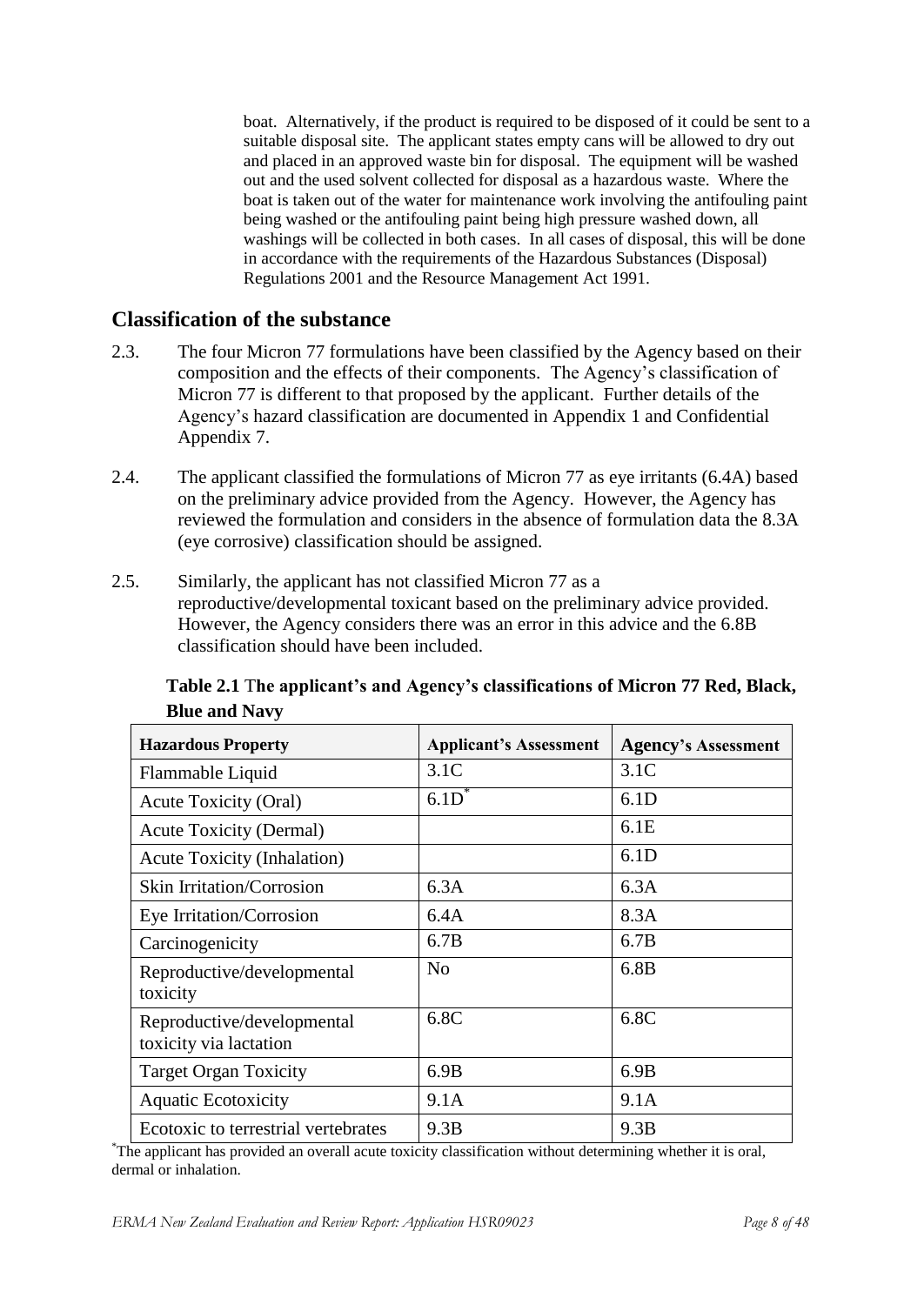boat. Alternatively, if the product is required to be disposed of it could be sent to a suitable disposal site. The applicant states empty cans will be allowed to dry out and placed in an approved waste bin for disposal. The equipment will be washed out and the used solvent collected for disposal as a hazardous waste. Where the boat is taken out of the water for maintenance work involving the antifouling paint being washed or the antifouling paint being high pressure washed down, all washings will be collected in both cases. In all cases of disposal, this will be done in accordance with the requirements of the Hazardous Substances (Disposal) Regulations 2001 and the Resource Management Act 1991.

## Classification of the substance

2.3. The four Micron 77 formulations have been classified by the Agency based on their composition and the effects of their components. The Agency's classification of Micron 77 is different to that proposed by the applicant. Further details of the Agency's hazard classification are documented in Appendix 1 and Confidential Appendix 7.

2.4. The applicant classified the formulations of Micron 77 as eye irritants (6.4A) based on the preliminary advice provided from the Agency. However, the Agency has reviewed the formulation and considers in the absence of formulation data the 8.3A (eye corrosive) classification should be assigned.

2.5. Similarly, the applicant has not classified Micron 77 as a reproductive/developmental toxicant based on the preliminary advice provided. However, the Agency considers there was an error in this advice and the 6.8B classification should have been included.

**Table 2.1 The applicant's and Agency's classifications of Micron 77 Red, Black, Blue and Navy**

| Hazardous Property | Applicant's Assessment | Agency's Assessment |
|---|---|---|
| Flammable Liquid | 3.1C | 3.1C |
| Acute Toxicity (Oral) | 6.1D* | 6.1D |
| Acute Toxicity (Dermal) | | 6.1E |
| Acute Toxicity (Inhalation) | | 6.1D |
| Skin Irritation/Corrosion | 6.3A | 6.3A |
| Eye Irritation/Corrosion | 6.4A | 8.3A |
| Carcinogenicity | 6.7B | 6.7B |
| Reproductive/developmental toxicity | No | 6.8B |
| Reproductive/developmental toxicity via lactation | 6.8C | 6.8C |
| Target Organ Toxicity | 6.9B | 6.9B |
| Aquatic Ecotoxicity | 9.1A | 9.1A |
| Ecotoxic to terrestrial vertebrates | 9.3B | 9.3B |

*The applicant has provided an overall acute toxicity classification without determining whether it is oral, dermal or inhalation.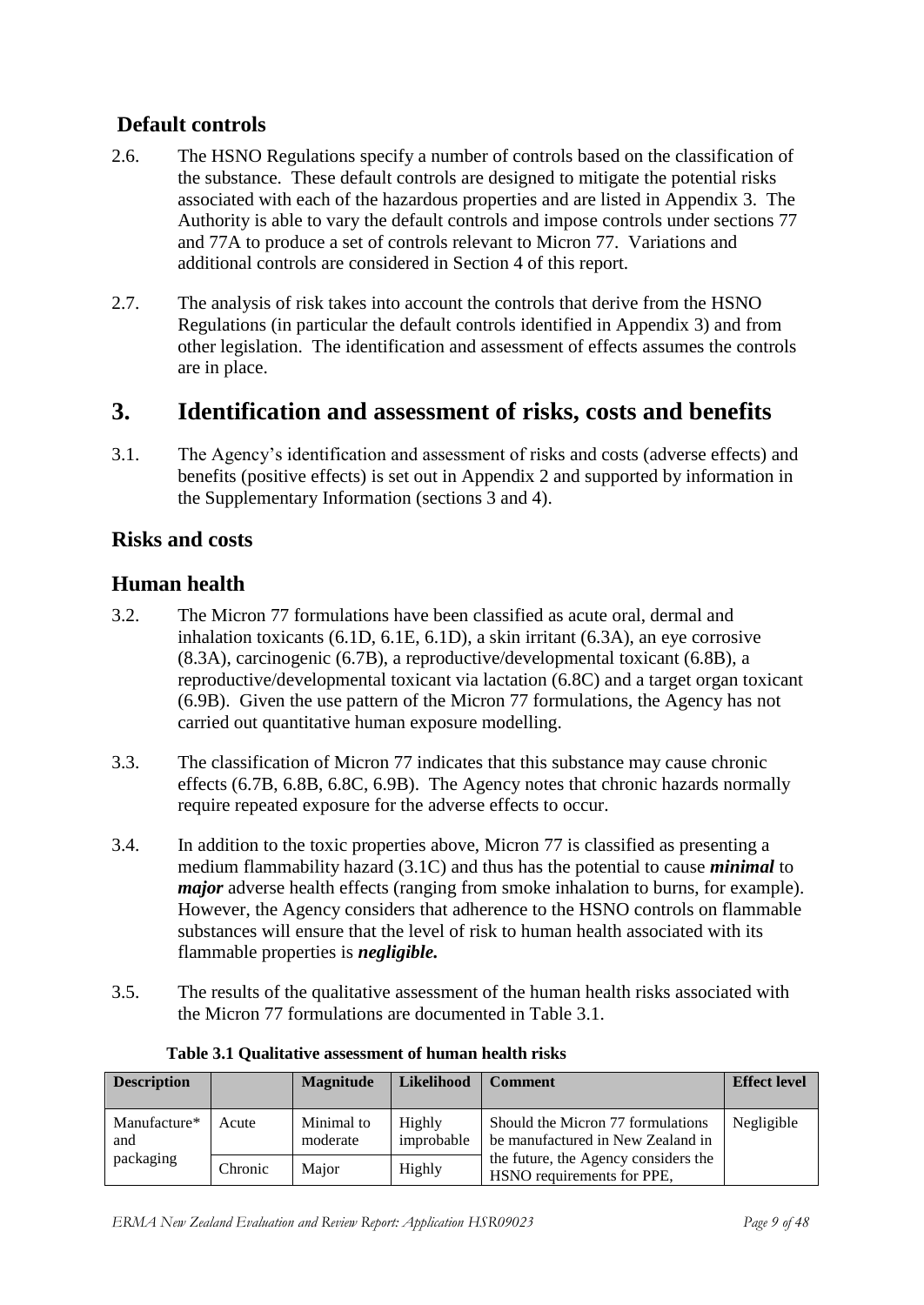## Default controls

2.6. The HSNO Regulations specify a number of controls based on the classification of the substance. These default controls are designed to mitigate the potential risks associated with each of the hazardous properties and are listed in Appendix 3. The Authority is able to vary the default controls and impose controls under sections 77 and 77A to produce a set of controls relevant to Micron 77. Variations and additional controls are considered in Section 4 of this report.

2.7. The analysis of risk takes into account the controls that derive from the HSNO Regulations (in particular the default controls identified in Appendix 3) and from other legislation. The identification and assessment of effects assumes the controls are in place.

# 3. Identification and assessment of risks, costs and benefits

3.1. The Agency's identification and assessment of risks and costs (adverse effects) and benefits (positive effects) is set out in Appendix 2 and supported by information in the Supplementary Information (sections 3 and 4).

## Risks and costs

## Human health

3.2. The Micron 77 formulations have been classified as acute oral, dermal and inhalation toxicants (6.1D, 6.1E, 6.1D), a skin irritant (6.3A), an eye corrosive (8.3A), carcinogenic (6.7B), a reproductive/developmental toxicant (6.8B), a reproductive/developmental toxicant via lactation (6.8C) and a target organ toxicant (6.9B). Given the use pattern of the Micron 77 formulations, the Agency has not carried out quantitative human exposure modelling.

3.3. The classification of Micron 77 indicates that this substance may cause chronic effects (6.7B, 6.8B, 6.8C, 6.9B). The Agency notes that chronic hazards normally require repeated exposure for the adverse effects to occur.

3.4. In addition to the toxic properties above, Micron 77 is classified as presenting a medium flammability hazard (3.1C) and thus has the potential to cause ***minimal*** to ***major*** adverse health effects (ranging from smoke inhalation to burns, for example). However, the Agency considers that adherence to the HSNO controls on flammable substances will ensure that the level of risk to human health associated with its flammable properties is ***negligible.***

3.5. The results of the qualitative assessment of the human health risks associated with the Micron 77 formulations are documented in Table 3.1.

**Table 3.1 Qualitative assessment of human health risks**

| Description | | Magnitude | Likelihood | Comment | Effect level |
|---|---|---|---|---|---|
| Manufacture* and packaging | Acute | Minimal to moderate | Highly improbable | Should the Micron 77 formulations be manufactured in New Zealand in the future, the Agency considers the HSNO requirements for PPE, | Negligible |
| | Chronic | Major | Highly | | |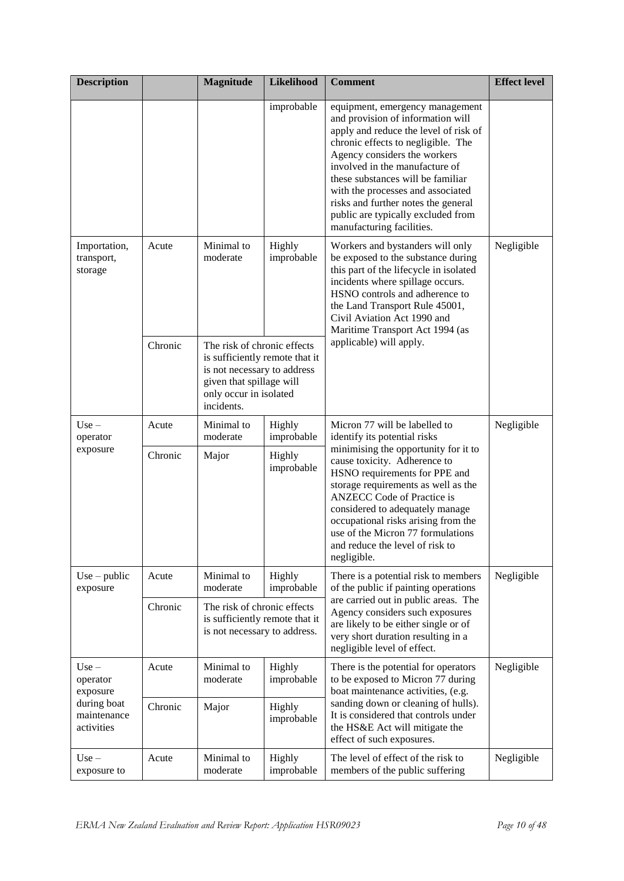| Description | | Magnitude | Likelihood | Comment | Effect level |
|---|---|---|---|---|---|
| | | | improbable | equipment, emergency management and provision of information will apply and reduce the level of risk of chronic effects to negligible. The Agency considers the workers involved in the manufacture of these substances will be familiar with the processes and associated risks and further notes the general public are typically excluded from manufacturing facilities. | |
| Importation, transport, storage | Acute | Minimal to moderate | Highly improbable | Workers and bystanders will only be exposed to the substance during this part of the lifecycle in isolated incidents where spillage occurs. HSNO controls and adherence to the Land Transport Rule 45001, Civil Aviation Act 1990 and Maritime Transport Act 1994 (as applicable) will apply. | Negligible |
| | Chronic | The risk of chronic effects is sufficiently remote that it is not necessary to address given that spillage will only occur in isolated incidents. | | | |
| Use – operator exposure | Acute | Minimal to moderate | Highly improbable | Micron 77 will be labelled to identify its potential risks minimising the opportunity for it to cause toxicity. Adherence to HSNO requirements for PPE and storage requirements as well as the ANZECC Code of Practice is considered to adequately manage occupational risks arising from the use of the Micron 77 formulations and reduce the level of risk to negligible. | Negligible |
| | Chronic | Major | Highly improbable | | |
| Use – public exposure | Acute | Minimal to moderate | Highly improbable | There is a potential risk to members of the public if painting operations are carried out in public areas. The Agency considers such exposures are likely to be either single or of very short duration resulting in a negligible level of effect. | Negligible |
| | Chronic | The risk of chronic effects is sufficiently remote that it is not necessary to address. | | | |
| Use – operator exposure during boat maintenance activities | Acute | Minimal to moderate | Highly improbable | There is the potential for operators to be exposed to Micron 77 during boat maintenance activities, (e.g. sanding down or cleaning of hulls). It is considered that controls under the HS&E Act will mitigate the effect of such exposures. | Negligible |
| | Chronic | Major | Highly improbable | | |
| Use – exposure to | Acute | Minimal to moderate | Highly improbable | The level of effect of the risk to members of the public suffering | Negligible |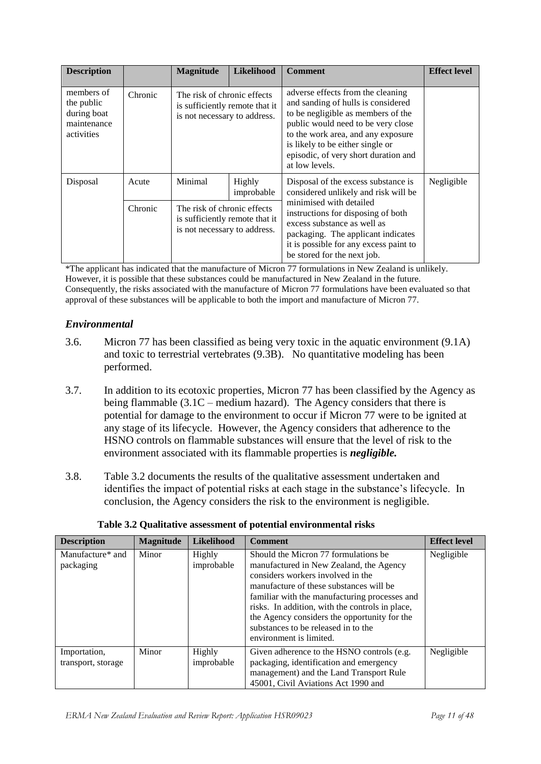| Description | | Magnitude | Likelihood | Comment | Effect level |
|---|---|---|---|---|---|
| members of the public during boat maintenance activities | Chronic | The risk of chronic effects is sufficiently remote that it is not necessary to address. | | adverse effects from the cleaning and sanding of hulls is considered to be negligible as members of the public would need to be very close to the work area, and any exposure is likely to be either single or episodic, of very short duration and at low levels. | |
| Disposal | Acute | Minimal | Highly improbable | Disposal of the excess substance is considered unlikely and risk will be minimised with detailed instructions for disposing of both excess substance as well as packaging. The applicant indicates it is possible for any excess paint to be stored for the next job. | Negligible |
| | Chronic | The risk of chronic effects is sufficiently remote that it is not necessary to address. | | | |

*The applicant has indicated that the manufacture of Micron 77 formulations in New Zealand is unlikely. However, it is possible that these substances could be manufactured in New Zealand in the future. Consequently, the risks associated with the manufacture of Micron 77 formulations have been evaluated so that approval of these substances will be applicable to both the import and manufacture of Micron 77.

### *Environmental*

3.6. Micron 77 has been classified as being very toxic in the aquatic environment (9.1A) and toxic to terrestrial vertebrates (9.3B). No quantitative modeling has been performed.

3.7. In addition to its ecotoxic properties, Micron 77 has been classified by the Agency as being flammable (3.1C – medium hazard). The Agency considers that there is potential for damage to the environment to occur if Micron 77 were to be ignited at any stage of its lifecycle. However, the Agency considers that adherence to the HSNO controls on flammable substances will ensure that the level of risk to the environment associated with its flammable properties is ***negligible.***

3.8. Table 3.2 documents the results of the qualitative assessment undertaken and identifies the impact of potential risks at each stage in the substance's lifecycle. In conclusion, the Agency considers the risk to the environment is negligible.

**Table 3.2 Qualitative assessment of potential environmental risks**

| Description | Magnitude | Likelihood | Comment | Effect level |
|---|---|---|---|---|
| Manufacture* and packaging | Minor | Highly improbable | Should the Micron 77 formulations be manufactured in New Zealand, the Agency considers workers involved in the manufacture of these substances will be familiar with the manufacturing processes and risks. In addition, with the controls in place, the Agency considers the opportunity for the substances to be released in to the environment is limited. | Negligible |
| Importation, transport, storage | Minor | Highly improbable | Given adherence to the HSNO controls (e.g. packaging, identification and emergency management) and the Land Transport Rule 45001, Civil Aviations Act 1990 and | Negligible |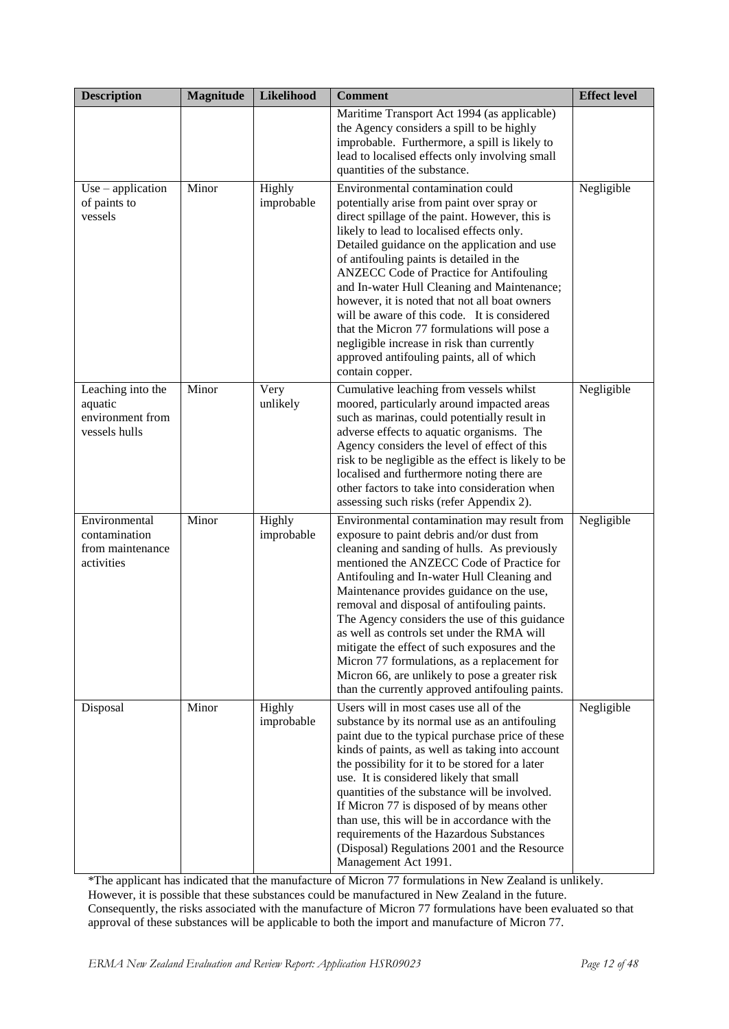| Description | Magnitude | Likelihood | Comment | Effect level |
|---|---|---|---|---|
| | | | Maritime Transport Act 1994 (as applicable) the Agency considers a spill to be highly improbable. Furthermore, a spill is likely to lead to localised effects only involving small quantities of the substance. | |
| Use – application of paints to vessels | Minor | Highly improbable | Environmental contamination could potentially arise from paint over spray or direct spillage of the paint. However, this is likely to lead to localised effects only. Detailed guidance on the application and use of antifouling paints is detailed in the ANZECC Code of Practice for Antifouling and In-water Hull Cleaning and Maintenance; however, it is noted that not all boat owners will be aware of this code. It is considered that the Micron 77 formulations will pose a negligible increase in risk than currently approved antifouling paints, all of which contain copper. | Negligible |
| Leaching into the aquatic environment from vessels hulls | Minor | Very unlikely | Cumulative leaching from vessels whilst moored, particularly around impacted areas such as marinas, could potentially result in adverse effects to aquatic organisms. The Agency considers the level of effect of this risk to be negligible as the effect is likely to be localised and furthermore noting there are other factors to take into consideration when assessing such risks (refer Appendix 2). | Negligible |
| Environmental contamination from maintenance activities | Minor | Highly improbable | Environmental contamination may result from exposure to paint debris and/or dust from cleaning and sanding of hulls. As previously mentioned the ANZECC Code of Practice for Antifouling and In-water Hull Cleaning and Maintenance provides guidance on the use, removal and disposal of antifouling paints. The Agency considers the use of this guidance as well as controls set under the RMA will mitigate the effect of such exposures and the Micron 77 formulations, as a replacement for Micron 66, are unlikely to pose a greater risk than the currently approved antifouling paints. | Negligible |
| Disposal | Minor | Highly improbable | Users will in most cases use all of the substance by its normal use as an antifouling paint due to the typical purchase price of these kinds of paints, as well as taking into account the possibility for it to be stored for a later use. It is considered likely that small quantities of the substance will be involved. If Micron 77 is disposed of by means other than use, this will be in accordance with the requirements of the Hazardous Substances (Disposal) Regulations 2001 and the Resource Management Act 1991. | Negligible |

*The applicant has indicated that the manufacture of Micron 77 formulations in New Zealand is unlikely. However, it is possible that these substances could be manufactured in New Zealand in the future. Consequently, the risks associated with the manufacture of Micron 77 formulations have been evaluated so that approval of these substances will be applicable to both the import and manufacture of Micron 77.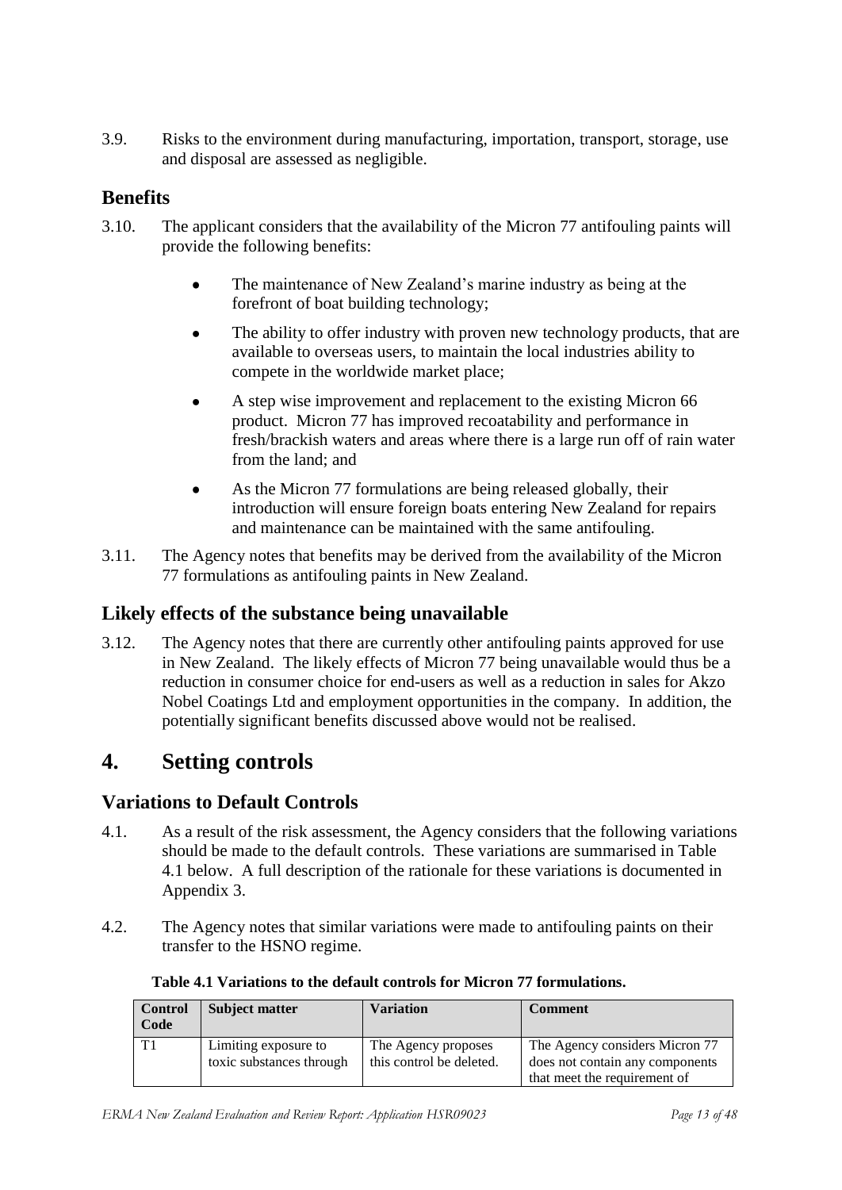3.9. Risks to the environment during manufacturing, importation, transport, storage, use and disposal are assessed as negligible.

## Benefits

3.10. The applicant considers that the availability of the Micron 77 antifouling paints will provide the following benefits:

- The maintenance of New Zealand's marine industry as being at the forefront of boat building technology;
- The ability to offer industry with proven new technology products, that are available to overseas users, to maintain the local industries ability to compete in the worldwide market place;
- A step wise improvement and replacement to the existing Micron 66 product. Micron 77 has improved recoatability and performance in fresh/brackish waters and areas where there is a large run off of rain water from the land; and
- As the Micron 77 formulations are being released globally, their introduction will ensure foreign boats entering New Zealand for repairs and maintenance can be maintained with the same antifouling.

3.11. The Agency notes that benefits may be derived from the availability of the Micron 77 formulations as antifouling paints in New Zealand.

## Likely effects of the substance being unavailable

3.12. The Agency notes that there are currently other antifouling paints approved for use in New Zealand. The likely effects of Micron 77 being unavailable would thus be a reduction in consumer choice for end-users as well as a reduction in sales for Akzo Nobel Coatings Ltd and employment opportunities in the company. In addition, the potentially significant benefits discussed above would not be realised.

# 4. Setting controls

## Variations to Default Controls

4.1. As a result of the risk assessment, the Agency considers that the following variations should be made to the default controls. These variations are summarised in Table 4.1 below. A full description of the rationale for these variations is documented in Appendix 3.

4.2. The Agency notes that similar variations were made to antifouling paints on their transfer to the HSNO regime.

**Table 4.1 Variations to the default controls for Micron 77 formulations.**

| Control Code | Subject matter | Variation | Comment |
|---|---|---|---|
| T1 | Limiting exposure to toxic substances through | The Agency proposes this control be deleted. | The Agency considers Micron 77 does not contain any components that meet the requirement of |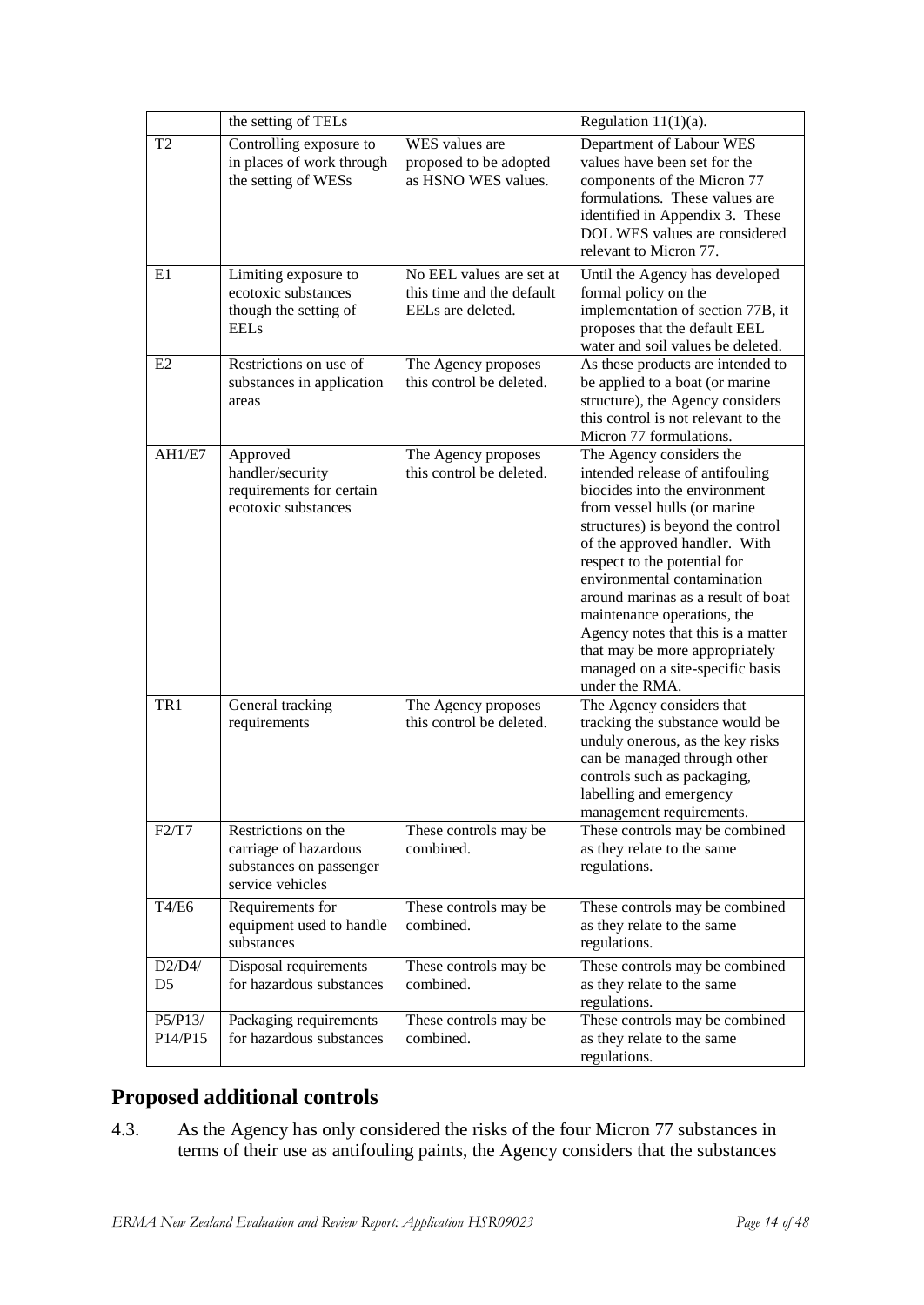| | | | |
|---|---|---|---|
| | the setting of TELs | | Regulation 11(1)(a). |
| T2 | Controlling exposure to in places of work through the setting of WESs | WES values are proposed to be adopted as HSNO WES values. | Department of Labour WES values have been set for the components of the Micron 77 formulations. These values are identified in Appendix 3. These DOL WES values are considered relevant to Micron 77. |
| E1 | Limiting exposure to ecotoxic substances though the setting of EELs | No EEL values are set at this time and the default EELs are deleted. | Until the Agency has developed formal policy on the implementation of section 77B, it proposes that the default EEL water and soil values be deleted. |
| E2 | Restrictions on use of substances in application areas | The Agency proposes this control be deleted. | As these products are intended to be applied to a boat (or marine structure), the Agency considers this control is not relevant to the Micron 77 formulations. |
| AH1/E7 | Approved handler/security requirements for certain ecotoxic substances | The Agency proposes this control be deleted. | The Agency considers the intended release of antifouling biocides into the environment from vessel hulls (or marine structures) is beyond the control of the approved handler. With respect to the potential for environmental contamination around marinas as a result of boat maintenance operations, the Agency notes that this is a matter that may be more appropriately managed on a site-specific basis under the RMA. |
| TR1 | General tracking requirements | The Agency proposes this control be deleted. | The Agency considers that tracking the substance would be unduly onerous, as the key risks can be managed through other controls such as packaging, labelling and emergency management requirements. |
| F2/T7 | Restrictions on the carriage of hazardous substances on passenger service vehicles | These controls may be combined. | These controls may be combined as they relate to the same regulations. |
| T4/E6 | Requirements for equipment used to handle substances | These controls may be combined. | These controls may be combined as they relate to the same regulations. |
| D2/D4/D5 | Disposal requirements for hazardous substances | These controls may be combined. | These controls may be combined as they relate to the same regulations. |
| P5/P13/P14/P15 | Packaging requirements for hazardous substances | These controls may be combined. | These controls may be combined as they relate to the same regulations. |

## Proposed additional controls

4.3. As the Agency has only considered the risks of the four Micron 77 substances in terms of their use as antifouling paints, the Agency considers that the substances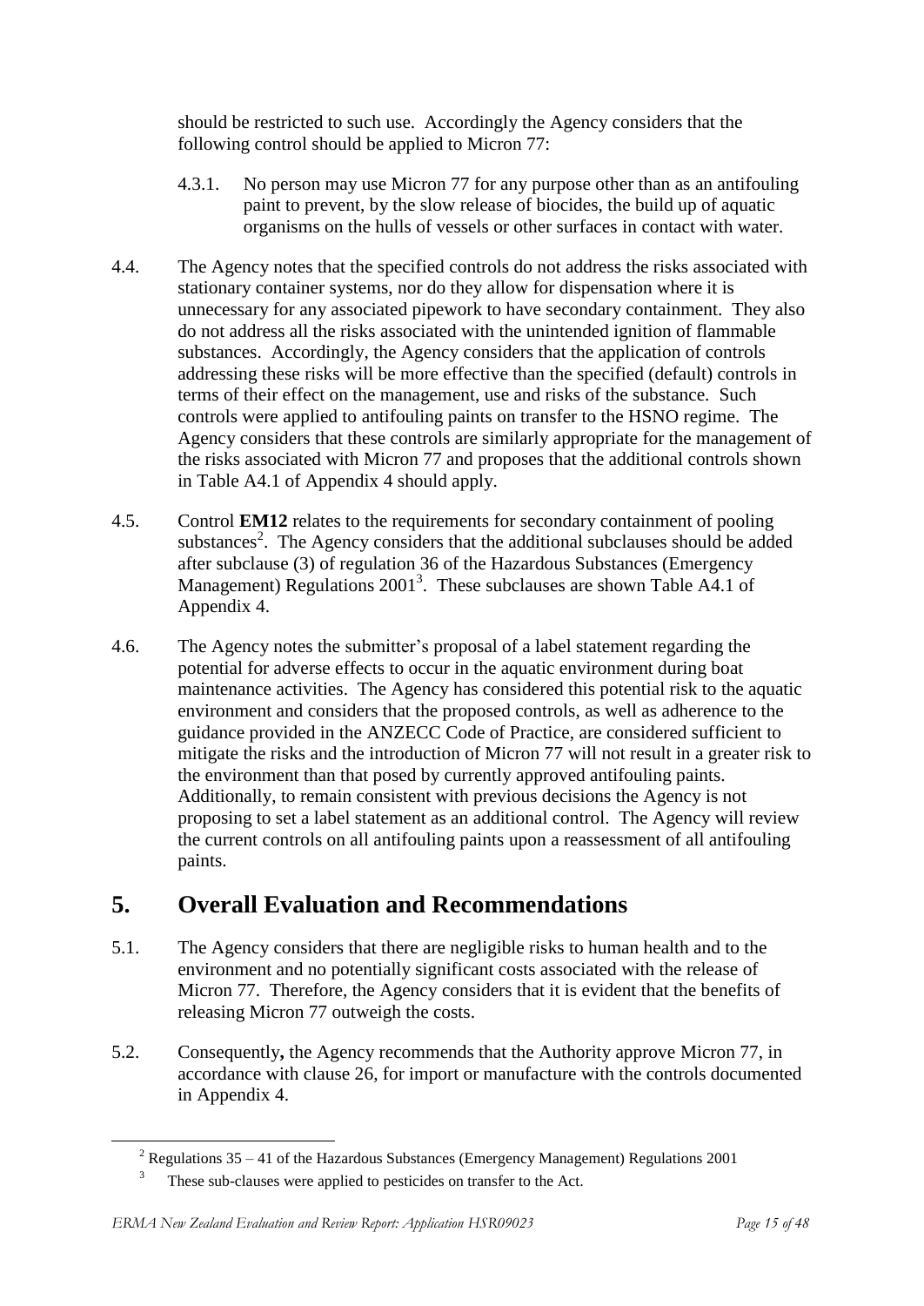should be restricted to such use. Accordingly the Agency considers that the following control should be applied to Micron 77:

4.3.1. No person may use Micron 77 for any purpose other than as an antifouling paint to prevent, by the slow release of biocides, the build up of aquatic organisms on the hulls of vessels or other surfaces in contact with water.

4.4. The Agency notes that the specified controls do not address the risks associated with stationary container systems, nor do they allow for dispensation where it is unnecessary for any associated pipework to have secondary containment. They also do not address all the risks associated with the unintended ignition of flammable substances. Accordingly, the Agency considers that the application of controls addressing these risks will be more effective than the specified (default) controls in terms of their effect on the management, use and risks of the substance. Such controls were applied to antifouling paints on transfer to the HSNO regime. The Agency considers that these controls are similarly appropriate for the management of the risks associated with Micron 77 and proposes that the additional controls shown in Table A4.1 of Appendix 4 should apply.

4.5. Control **EM12** relates to the requirements for secondary containment of pooling substances[2]. The Agency considers that the additional subclauses should be added after subclause (3) of regulation 36 of the Hazardous Substances (Emergency Management) Regulations 2001[3]. These subclauses are shown Table A4.1 of Appendix 4.

4.6. The Agency notes the submitter's proposal of a label statement regarding the potential for adverse effects to occur in the aquatic environment during boat maintenance activities. The Agency has considered this potential risk to the aquatic environment and considers that the proposed controls, as well as adherence to the guidance provided in the ANZECC Code of Practice, are considered sufficient to mitigate the risks and the introduction of Micron 77 will not result in a greater risk to the environment than that posed by currently approved antifouling paints. Additionally, to remain consistent with previous decisions the Agency is not proposing to set a label statement as an additional control. The Agency will review the current controls on all antifouling paints upon a reassessment of all antifouling paints.

# 5. Overall Evaluation and Recommendations

5.1. The Agency considers that there are negligible risks to human health and to the environment and no potentially significant costs associated with the release of Micron 77. Therefore, the Agency considers that it is evident that the benefits of releasing Micron 77 outweigh the costs.

5.2. Consequently**,** the Agency recommends that the Authority approve Micron 77, in accordance with clause 26, for import or manufacture with the controls documented in Appendix 4.

---

[2] Regulations 35 – 41 of the Hazardous Substances (Emergency Management) Regulations 2001

[3] These sub-clauses were applied to pesticides on transfer to the Act.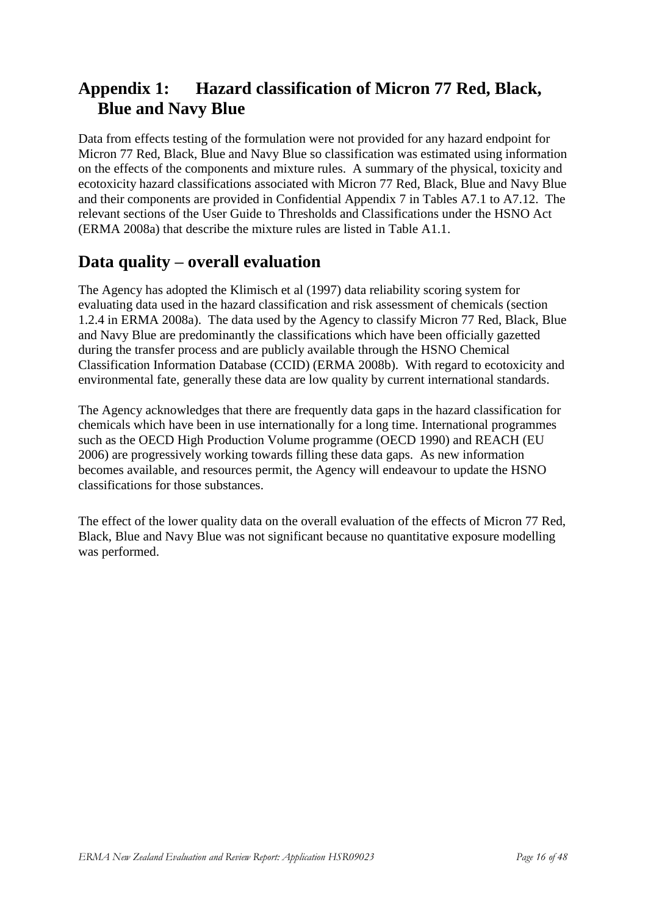# Appendix 1: Hazard classification of Micron 77 Red, Black, Blue and Navy Blue

Data from effects testing of the formulation were not provided for any hazard endpoint for Micron 77 Red, Black, Blue and Navy Blue so classification was estimated using information on the effects of the components and mixture rules. A summary of the physical, toxicity and ecotoxicity hazard classifications associated with Micron 77 Red, Black, Blue and Navy Blue and their components are provided in Confidential Appendix 7 in Tables A7.1 to A7.12. The relevant sections of the User Guide to Thresholds and Classifications under the HSNO Act (ERMA 2008a) that describe the mixture rules are listed in Table A1.1.

## Data quality – overall evaluation

The Agency has adopted the Klimisch et al (1997) data reliability scoring system for evaluating data used in the hazard classification and risk assessment of chemicals (section 1.2.4 in ERMA 2008a). The data used by the Agency to classify Micron 77 Red, Black, Blue and Navy Blue are predominantly the classifications which have been officially gazetted during the transfer process and are publicly available through the HSNO Chemical Classification Information Database (CCID) (ERMA 2008b). With regard to ecotoxicity and environmental fate, generally these data are low quality by current international standards.

The Agency acknowledges that there are frequently data gaps in the hazard classification for chemicals which have been in use internationally for a long time. International programmes such as the OECD High Production Volume programme (OECD 1990) and REACH (EU 2006) are progressively working towards filling these data gaps. As new information becomes available, and resources permit, the Agency will endeavour to update the HSNO classifications for those substances.

The effect of the lower quality data on the overall evaluation of the effects of Micron 77 Red, Black, Blue and Navy Blue was not significant because no quantitative exposure modelling was performed.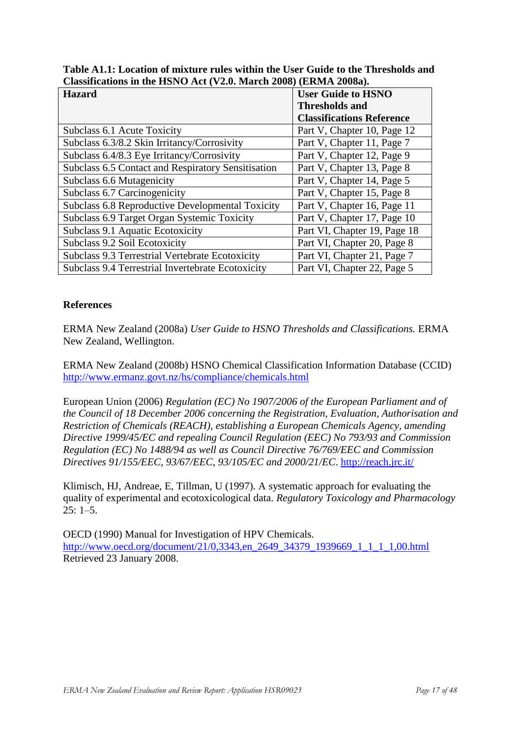**Table A1.1: Location of mixture rules within the User Guide to the Thresholds and Classifications in the HSNO Act (V2.0. March 2008) (ERMA 2008a).**

| Hazard | User Guide to HSNO Thresholds and Classifications Reference |
|---|---|
| Subclass 6.1 Acute Toxicity | Part V, Chapter 10, Page 12 |
| Subclass 6.3/8.2 Skin Irritancy/Corrosivity | Part V, Chapter 11, Page 7 |
| Subclass 6.4/8.3 Eye Irritancy/Corrosivity | Part V, Chapter 12, Page 9 |
| Subclass 6.5 Contact and Respiratory Sensitisation | Part V, Chapter 13, Page 8 |
| Subclass 6.6 Mutagenicity | Part V, Chapter 14, Page 5 |
| Subclass 6.7 Carcinogenicity | Part V, Chapter 15, Page 8 |
| Subclass 6.8 Reproductive Developmental Toxicity | Part V, Chapter 16, Page 11 |
| Subclass 6.9 Target Organ Systemic Toxicity | Part V, Chapter 17, Page 10 |
| Subclass 9.1 Aquatic Ecotoxicity | Part VI, Chapter 19, Page 18 |
| Subclass 9.2 Soil Ecotoxicity | Part VI, Chapter 20, Page 8 |
| Subclass 9.3 Terrestrial Vertebrate Ecotoxicity | Part VI, Chapter 21, Page 7 |
| Subclass 9.4 Terrestrial Invertebrate Ecotoxicity | Part VI, Chapter 22, Page 5 |

**References**

ERMA New Zealand (2008a) *User Guide to HSNO Thresholds and Classifications.* ERMA New Zealand, Wellington.

ERMA New Zealand (2008b) HSNO Chemical Classification Information Database (CCID) http://www.ermanz.govt.nz/hs/compliance/chemicals.html

European Union (2006) *Regulation (EC) No 1907/2006 of the European Parliament and of the Council of 18 December 2006 concerning the Registration, Evaluation, Authorisation and Restriction of Chemicals (REACH), establishing a European Chemicals Agency, amending Directive 1999/45/EC and repealing Council Regulation (EEC) No 793/93 and Commission Regulation (EC) No 1488/94 as well as Council Directive 76/769/EEC and Commission Directives 91/155/EEC, 93/67/EEC, 93/105/EC and 2000/21/EC*. http://reach.jrc.it/

Klimisch, HJ, Andreae, E, Tillman, U (1997). A systematic approach for evaluating the quality of experimental and ecotoxicological data. *Regulatory Toxicology and Pharmacology* 25: 1–5.

OECD (1990) Manual for Investigation of HPV Chemicals. http://www.oecd.org/document/21/0,3343,en_2649_34379_1939669_1_1_1_1,00.html Retrieved 23 January 2008.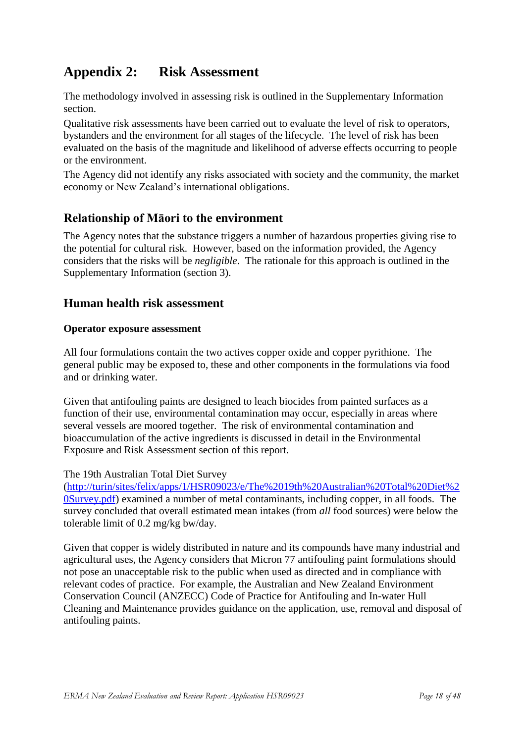# Appendix 2: Risk Assessment

The methodology involved in assessing risk is outlined in the Supplementary Information section.

Qualitative risk assessments have been carried out to evaluate the level of risk to operators, bystanders and the environment for all stages of the lifecycle. The level of risk has been evaluated on the basis of the magnitude and likelihood of adverse effects occurring to people or the environment.

The Agency did not identify any risks associated with society and the community, the market economy or New Zealand's international obligations.

## Relationship of Māori to the environment

The Agency notes that the substance triggers a number of hazardous properties giving rise to the potential for cultural risk. However, based on the information provided, the Agency considers that the risks will be *negligible*. The rationale for this approach is outlined in the Supplementary Information (section 3).

## Human health risk assessment

**Operator exposure assessment**

All four formulations contain the two actives copper oxide and copper pyrithione. The general public may be exposed to, these and other components in the formulations via food and or drinking water.

Given that antifouling paints are designed to leach biocides from painted surfaces as a function of their use, environmental contamination may occur, especially in areas where several vessels are moored together. The risk of environmental contamination and bioaccumulation of the active ingredients is discussed in detail in the Environmental Exposure and Risk Assessment section of this report.

The 19th Australian Total Diet Survey ([http://turin/sites/felix/apps/1/HSR09023/e/The%2019th%20Australian%20Total%20Diet%20Survey.pdf](http://turin/sites/felix/apps/1/HSR09023/e/The%2019th%20Australian%20Total%20Diet%20Survey.pdf)) examined a number of metal contaminants, including copper, in all foods. The survey concluded that overall estimated mean intakes (from *all* food sources) were below the tolerable limit of 0.2 mg/kg bw/day.

Given that copper is widely distributed in nature and its compounds have many industrial and agricultural uses, the Agency considers that Micron 77 antifouling paint formulations should not pose an unacceptable risk to the public when used as directed and in compliance with relevant codes of practice. For example, the Australian and New Zealand Environment Conservation Council (ANZECC) Code of Practice for Antifouling and In-water Hull Cleaning and Maintenance provides guidance on the application, use, removal and disposal of antifouling paints.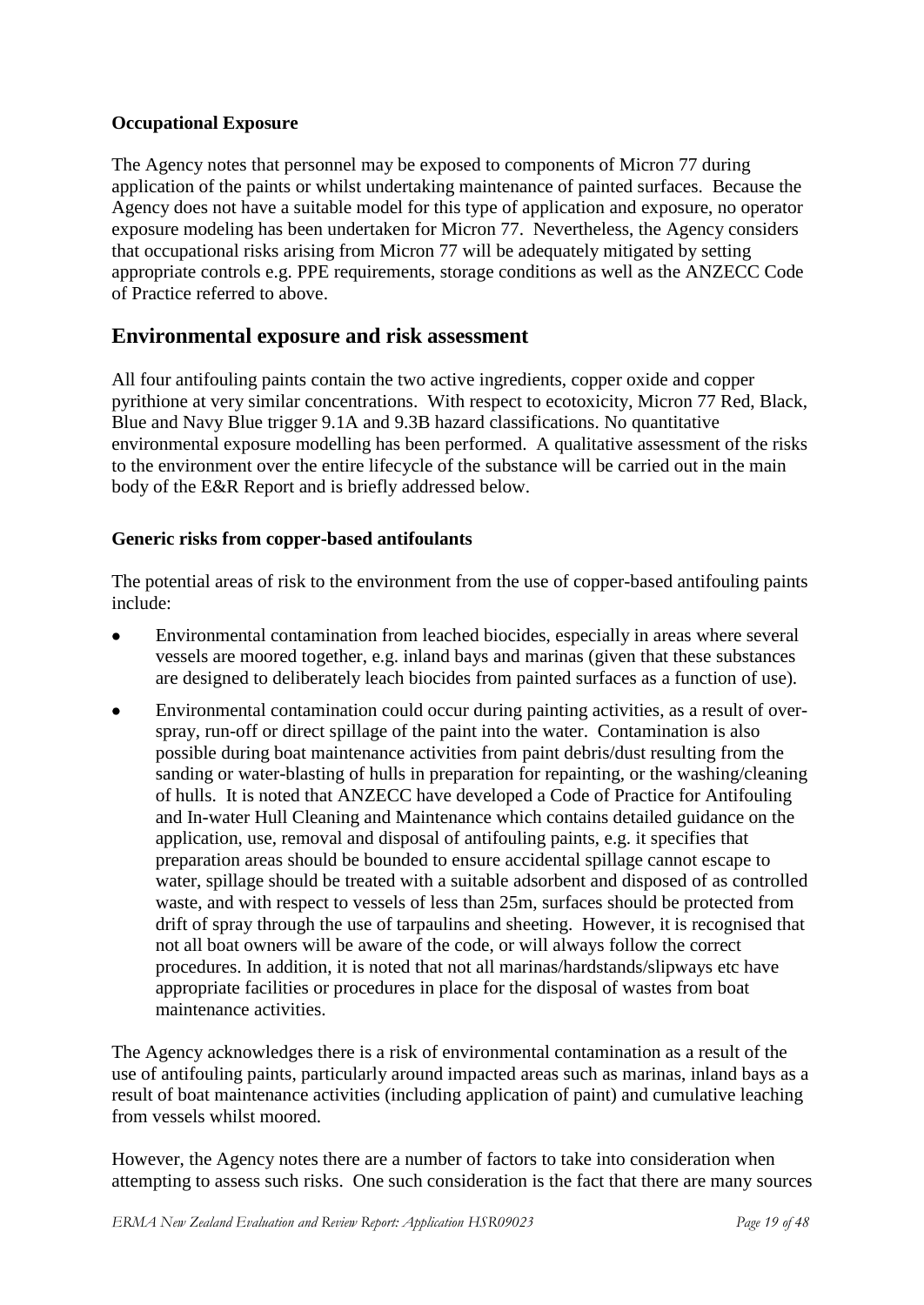**Occupational Exposure**

The Agency notes that personnel may be exposed to components of Micron 77 during application of the paints or whilst undertaking maintenance of painted surfaces. Because the Agency does not have a suitable model for this type of application and exposure, no operator exposure modeling has been undertaken for Micron 77. Nevertheless, the Agency considers that occupational risks arising from Micron 77 will be adequately mitigated by setting appropriate controls e.g. PPE requirements, storage conditions as well as the ANZECC Code of Practice referred to above.

## Environmental exposure and risk assessment

All four antifouling paints contain the two active ingredients, copper oxide and copper pyrithione at very similar concentrations. With respect to ecotoxicity, Micron 77 Red, Black, Blue and Navy Blue trigger 9.1A and 9.3B hazard classifications. No quantitative environmental exposure modelling has been performed. A qualitative assessment of the risks to the environment over the entire lifecycle of the substance will be carried out in the main body of the E&R Report and is briefly addressed below.

**Generic risks from copper-based antifoulants**

The potential areas of risk to the environment from the use of copper-based antifouling paints include:

- Environmental contamination from leached biocides, especially in areas where several vessels are moored together, e.g. inland bays and marinas (given that these substances are designed to deliberately leach biocides from painted surfaces as a function of use).
- Environmental contamination could occur during painting activities, as a result of over-spray, run-off or direct spillage of the paint into the water. Contamination is also possible during boat maintenance activities from paint debris/dust resulting from the sanding or water-blasting of hulls in preparation for repainting, or the washing/cleaning of hulls. It is noted that ANZECC have developed a Code of Practice for Antifouling and In-water Hull Cleaning and Maintenance which contains detailed guidance on the application, use, removal and disposal of antifouling paints, e.g. it specifies that preparation areas should be bounded to ensure accidental spillage cannot escape to water, spillage should be treated with a suitable adsorbent and disposed of as controlled waste, and with respect to vessels of less than 25m, surfaces should be protected from drift of spray through the use of tarpaulins and sheeting. However, it is recognised that not all boat owners will be aware of the code, or will always follow the correct procedures. In addition, it is noted that not all marinas/hardstands/slipways etc have appropriate facilities or procedures in place for the disposal of wastes from boat maintenance activities.

The Agency acknowledges there is a risk of environmental contamination as a result of the use of antifouling paints, particularly around impacted areas such as marinas, inland bays as a result of boat maintenance activities (including application of paint) and cumulative leaching from vessels whilst moored.

However, the Agency notes there are a number of factors to take into consideration when attempting to assess such risks. One such consideration is the fact that there are many sources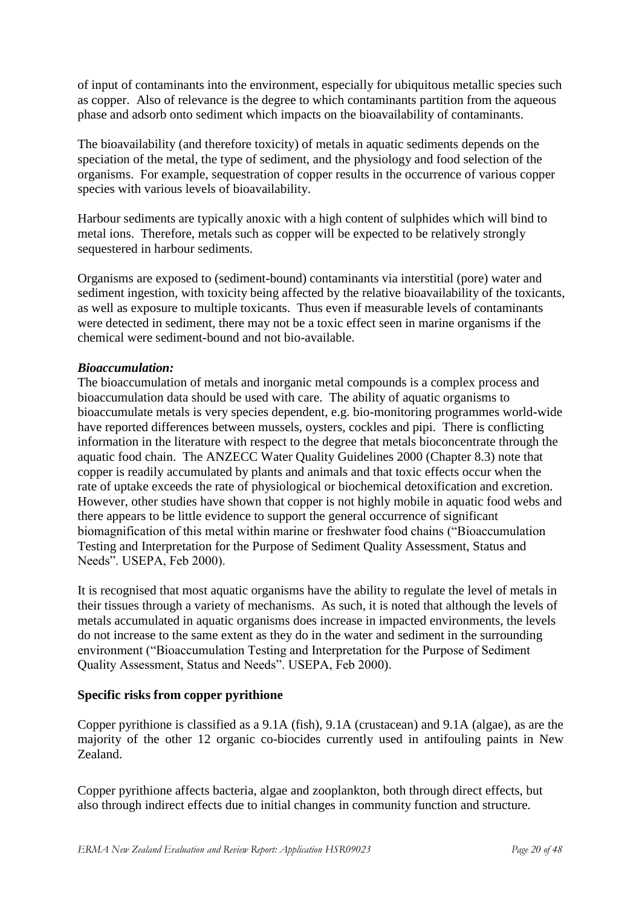of input of contaminants into the environment, especially for ubiquitous metallic species such as copper. Also of relevance is the degree to which contaminants partition from the aqueous phase and adsorb onto sediment which impacts on the bioavailability of contaminants.

The bioavailability (and therefore toxicity) of metals in aquatic sediments depends on the speciation of the metal, the type of sediment, and the physiology and food selection of the organisms. For example, sequestration of copper results in the occurrence of various copper species with various levels of bioavailability.

Harbour sediments are typically anoxic with a high content of sulphides which will bind to metal ions. Therefore, metals such as copper will be expected to be relatively strongly sequestered in harbour sediments.

Organisms are exposed to (sediment-bound) contaminants via interstitial (pore) water and sediment ingestion, with toxicity being affected by the relative bioavailability of the toxicants, as well as exposure to multiple toxicants. Thus even if measurable levels of contaminants were detected in sediment, there may not be a toxic effect seen in marine organisms if the chemical were sediment-bound and not bio-available.

***Bioaccumulation:***

The bioaccumulation of metals and inorganic metal compounds is a complex process and bioaccumulation data should be used with care. The ability of aquatic organisms to bioaccumulate metals is very species dependent, e.g. bio-monitoring programmes world-wide have reported differences between mussels, oysters, cockles and pipi. There is conflicting information in the literature with respect to the degree that metals bioconcentrate through the aquatic food chain. The ANZECC Water Quality Guidelines 2000 (Chapter 8.3) note that copper is readily accumulated by plants and animals and that toxic effects occur when the rate of uptake exceeds the rate of physiological or biochemical detoxification and excretion. However, other studies have shown that copper is not highly mobile in aquatic food webs and there appears to be little evidence to support the general occurrence of significant biomagnification of this metal within marine or freshwater food chains ("Bioaccumulation Testing and Interpretation for the Purpose of Sediment Quality Assessment, Status and Needs". USEPA, Feb 2000).

It is recognised that most aquatic organisms have the ability to regulate the level of metals in their tissues through a variety of mechanisms. As such, it is noted that although the levels of metals accumulated in aquatic organisms does increase in impacted environments, the levels do not increase to the same extent as they do in the water and sediment in the surrounding environment ("Bioaccumulation Testing and Interpretation for the Purpose of Sediment Quality Assessment, Status and Needs". USEPA, Feb 2000).

**Specific risks from copper pyrithione**

Copper pyrithione is classified as a 9.1A (fish), 9.1A (crustacean) and 9.1A (algae), as are the majority of the other 12 organic co-biocides currently used in antifouling paints in New Zealand.

Copper pyrithione affects bacteria, algae and zooplankton, both through direct effects, but also through indirect effects due to initial changes in community function and structure.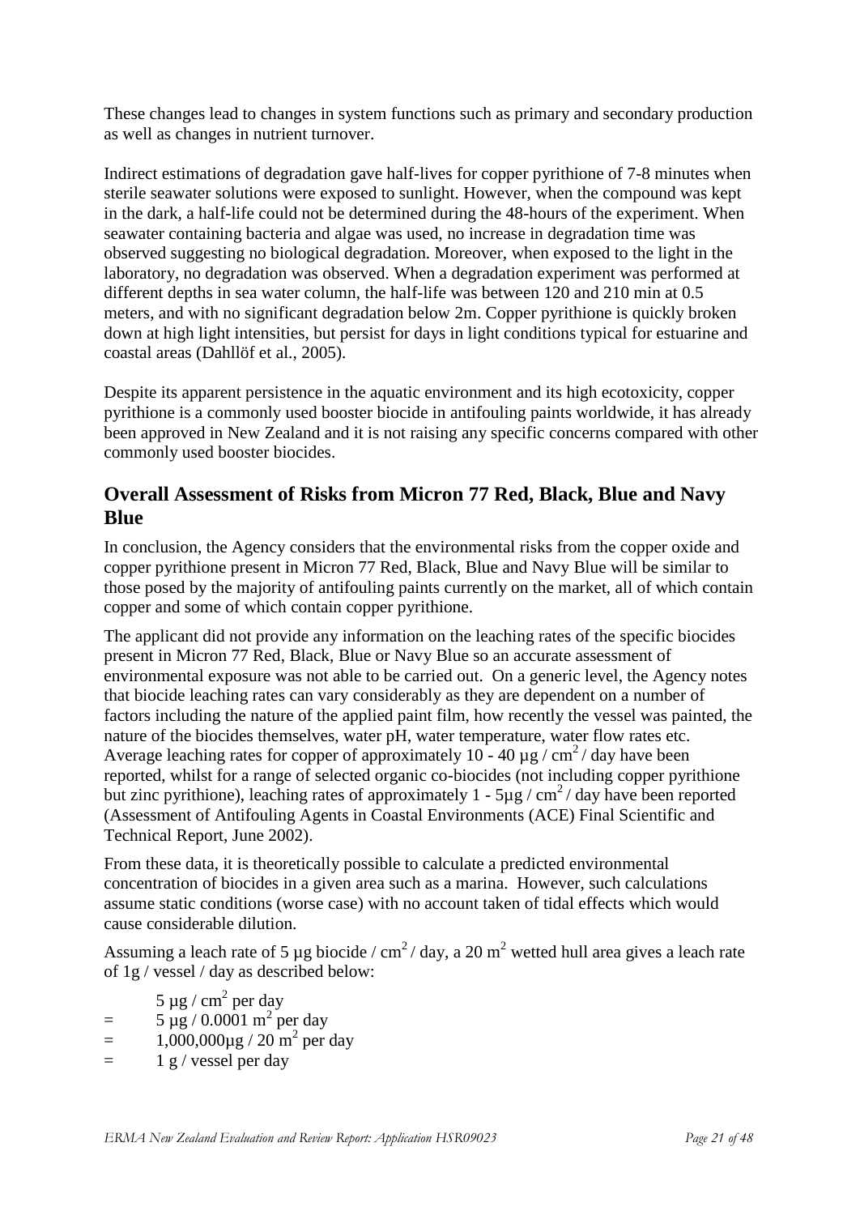These changes lead to changes in system functions such as primary and secondary production as well as changes in nutrient turnover.

Indirect estimations of degradation gave half-lives for copper pyrithione of 7-8 minutes when sterile seawater solutions were exposed to sunlight. However, when the compound was kept in the dark, a half-life could not be determined during the 48-hours of the experiment. When seawater containing bacteria and algae was used, no increase in degradation time was observed suggesting no biological degradation. Moreover, when exposed to the light in the laboratory, no degradation was observed. When a degradation experiment was performed at different depths in sea water column, the half-life was between 120 and 210 min at 0.5 meters, and with no significant degradation below 2m. Copper pyrithione is quickly broken down at high light intensities, but persist for days in light conditions typical for estuarine and coastal areas (Dahllöf et al., 2005).

Despite its apparent persistence in the aquatic environment and its high ecotoxicity, copper pyrithione is a commonly used booster biocide in antifouling paints worldwide, it has already been approved in New Zealand and it is not raising any specific concerns compared with other commonly used booster biocides.

## Overall Assessment of Risks from Micron 77 Red, Black, Blue and Navy Blue

In conclusion, the Agency considers that the environmental risks from the copper oxide and copper pyrithione present in Micron 77 Red, Black, Blue and Navy Blue will be similar to those posed by the majority of antifouling paints currently on the market, all of which contain copper and some of which contain copper pyrithione.

The applicant did not provide any information on the leaching rates of the specific biocides present in Micron 77 Red, Black, Blue or Navy Blue so an accurate assessment of environmental exposure was not able to be carried out. On a generic level, the Agency notes that biocide leaching rates can vary considerably as they are dependent on a number of factors including the nature of the applied paint film, how recently the vessel was painted, the nature of the biocides themselves, water pH, water temperature, water flow rates etc. Average leaching rates for copper of approximately 10 - 40 µg / $cm^2$ / day have been reported, whilst for a range of selected organic co-biocides (not including copper pyrithione but zinc pyrithione), leaching rates of approximately 1 - 5µg / $cm^2$ / day have been reported (Assessment of Antifouling Agents in Coastal Environments (ACE) Final Scientific and Technical Report, June 2002).

From these data, it is theoretically possible to calculate a predicted environmental concentration of biocides in a given area such as a marina. However, such calculations assume static conditions (worse case) with no account taken of tidal effects which would cause considerable dilution.

Assuming a leach rate of 5 µg biocide / $cm^2$ / day, a 20 $m^2$ wetted hull area gives a leach rate of 1g / vessel / day as described below:

5 µg / $cm^2$ per day
= 5 µg / 0.0001 $m^2$ per day
= 1,000,000µg / 20 $m^2$ per day
= 1 g / vessel per day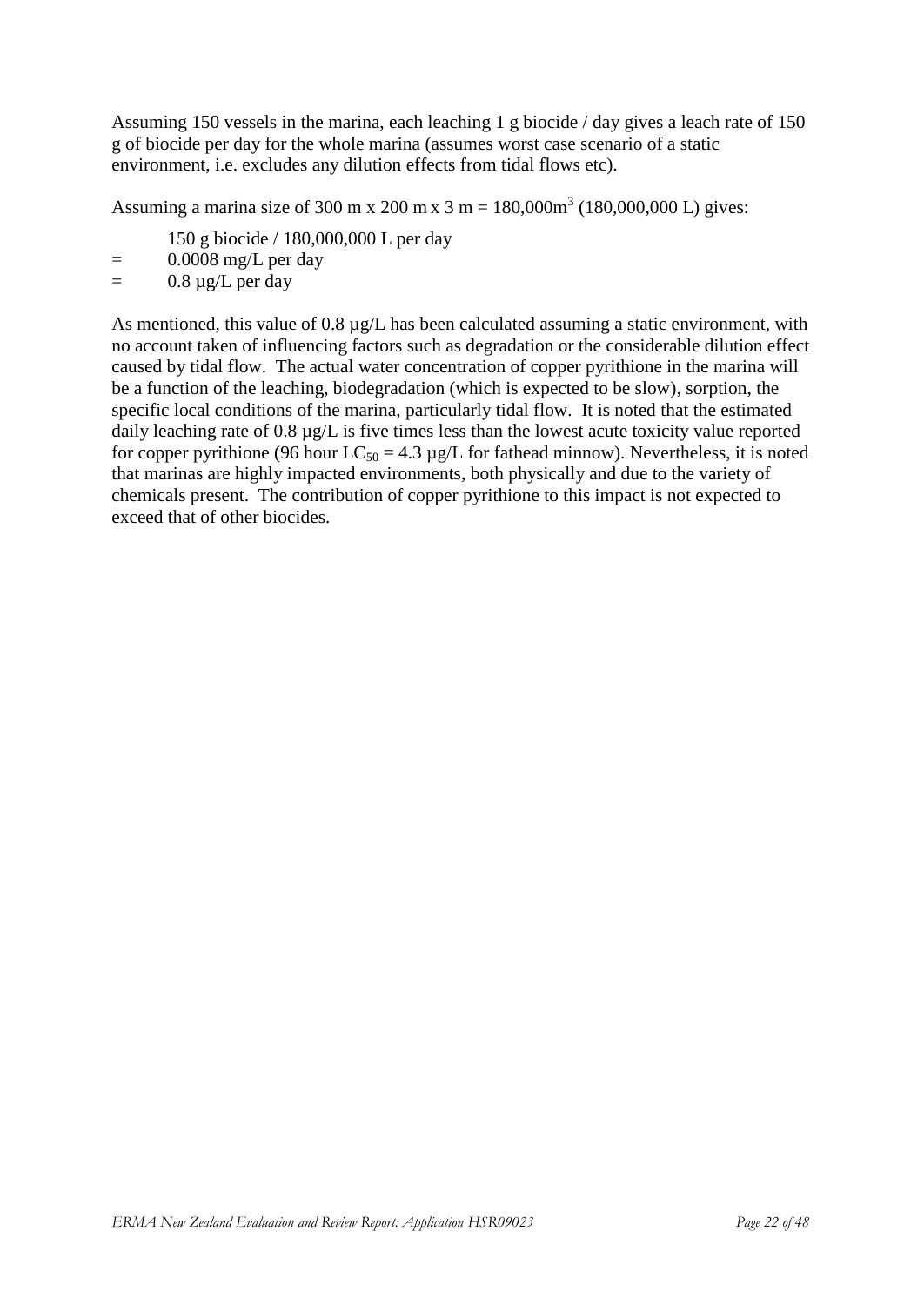Assuming 150 vessels in the marina, each leaching 1 g biocide / day gives a leach rate of 150 g of biocide per day for the whole marina (assumes worst case scenario of a static environment, i.e. excludes any dilution effects from tidal flows etc).

Assuming a marina size of 300 m x 200 m x 3 m = 180,000m$^3$ (180,000,000 L) gives:

150 g biocide / 180,000,000 L per day

= 0.0008 mg/L per day

= 0.8 µg/L per day

As mentioned, this value of 0.8 µg/L has been calculated assuming a static environment, with no account taken of influencing factors such as degradation or the considerable dilution effect caused by tidal flow. The actual water concentration of copper pyrithione in the marina will be a function of the leaching, biodegradation (which is expected to be slow), sorption, the specific local conditions of the marina, particularly tidal flow. It is noted that the estimated daily leaching rate of 0.8 µg/L is five times less than the lowest acute toxicity value reported for copper pyrithione (96 hour $LC_{50}$ = 4.3 µg/L for fathead minnow). Nevertheless, it is noted that marinas are highly impacted environments, both physically and due to the variety of chemicals present. The contribution of copper pyrithione to this impact is not expected to exceed that of other biocides.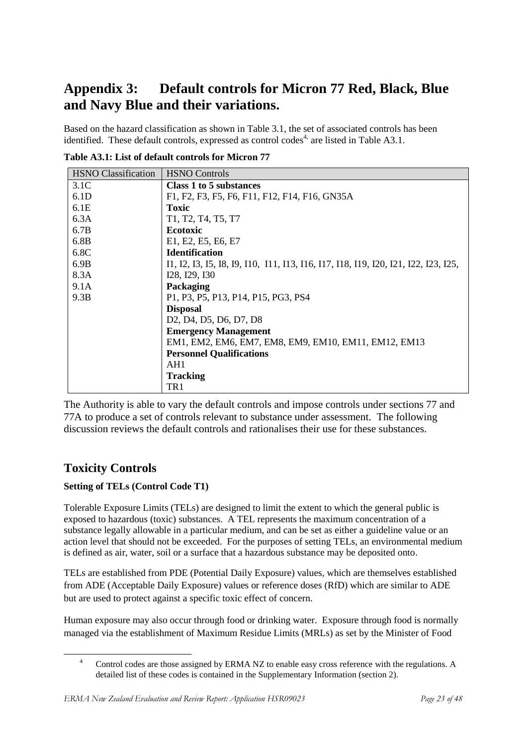# Appendix 3: Default controls for Micron 77 Red, Black, Blue and Navy Blue and their variations.

Based on the hazard classification as shown in Table 3.1, the set of associated controls has been identified. These default controls, expressed as control codes[4] are listed in Table A3.1.

**Table A3.1: List of default controls for Micron 77**

| HSNO Classification | HSNO Controls |
|---|---|
| 3.1C | **Class 1 to 5 substances** |
| 6.1D | F1, F2, F3, F5, F6, F11, F12, F14, F16, GN35A |
| 6.1E | **Toxic** |
| 6.3A | T1, T2, T4, T5, T7 |
| 6.7B | **Ecotoxic** |
| 6.8B | E1, E2, E5, E6, E7 |
| 6.8C | **Identification** |
| 6.9B | I1, I2, I3, I5, I8, I9, I10, I11, I13, I16, I17, I18, I19, I20, I21, I22, I23, I25, |
| 8.3A | I28, I29, I30 |
| 9.1A | **Packaging** |
| 9.3B | P1, P3, P5, P13, P14, P15, PG3, PS4 |
| | **Disposal** |
| | D2, D4, D5, D6, D7, D8 |
| | **Emergency Management** |
| | EM1, EM2, EM6, EM7, EM8, EM9, EM10, EM11, EM12, EM13 |
| | **Personnel Qualifications** |
| | AH1 |
| | **Tracking** |
| | TR1 |

The Authority is able to vary the default controls and impose controls under sections 77 and 77A to produce a set of controls relevant to substance under assessment. The following discussion reviews the default controls and rationalises their use for these substances.

## Toxicity Controls

**Setting of TELs (Control Code T1)**

Tolerable Exposure Limits (TELs) are designed to limit the extent to which the general public is exposed to hazardous (toxic) substances. A TEL represents the maximum concentration of a substance legally allowable in a particular medium, and can be set as either a guideline value or an action level that should not be exceeded. For the purposes of setting TELs, an environmental medium is defined as air, water, soil or a surface that a hazardous substance may be deposited onto.

TELs are established from PDE (Potential Daily Exposure) values, which are themselves established from ADE (Acceptable Daily Exposure) values or reference doses (RfD) which are similar to ADE but are used to protect against a specific toxic effect of concern.

Human exposure may also occur through food or drinking water. Exposure through food is normally managed via the establishment of Maximum Residue Limits (MRLs) as set by the Minister of Food

[4] Control codes are those assigned by ERMA NZ to enable easy cross reference with the regulations. A detailed list of these codes is contained in the Supplementary Information (section 2).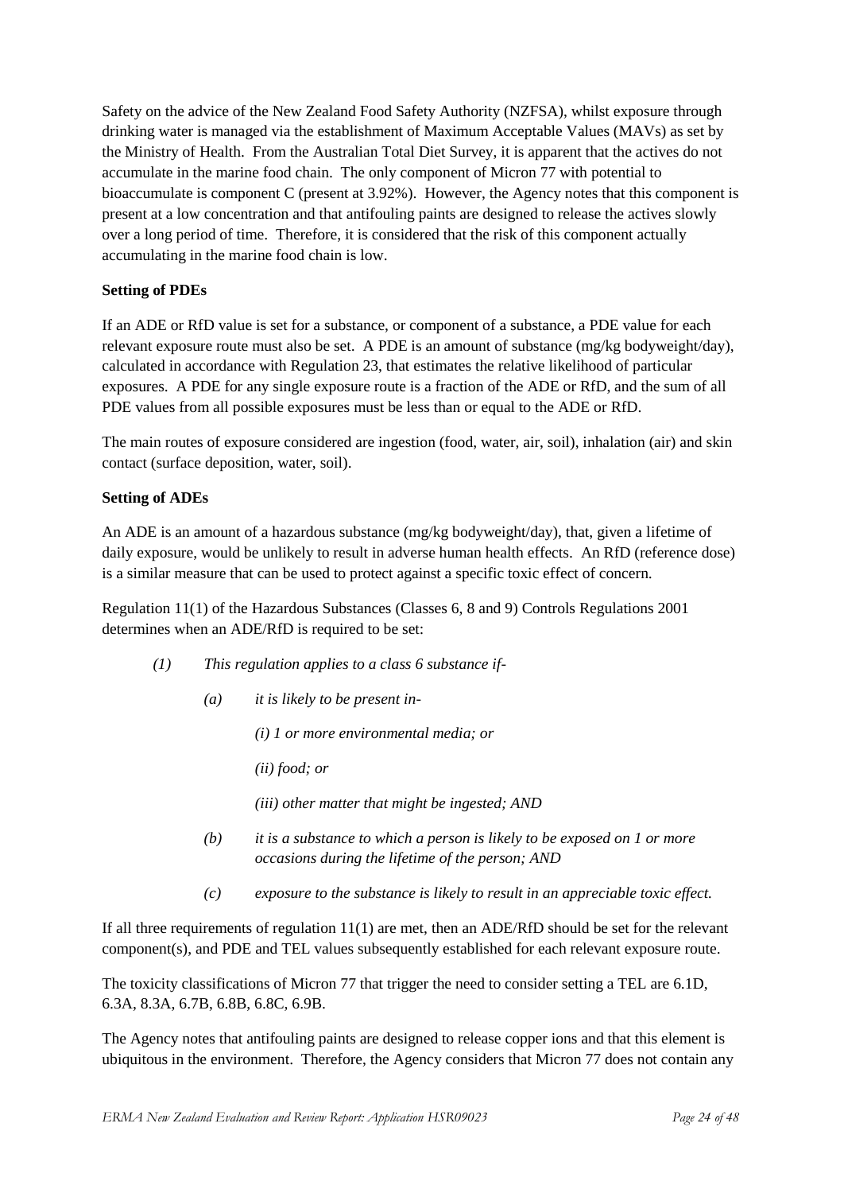Safety on the advice of the New Zealand Food Safety Authority (NZFSA), whilst exposure through drinking water is managed via the establishment of Maximum Acceptable Values (MAVs) as set by the Ministry of Health. From the Australian Total Diet Survey, it is apparent that the actives do not accumulate in the marine food chain. The only component of Micron 77 with potential to bioaccumulate is component C (present at 3.92%). However, the Agency notes that this component is present at a low concentration and that antifouling paints are designed to release the actives slowly over a long period of time. Therefore, it is considered that the risk of this component actually accumulating in the marine food chain is low.

**Setting of PDEs**

If an ADE or RfD value is set for a substance, or component of a substance, a PDE value for each relevant exposure route must also be set. A PDE is an amount of substance (mg/kg bodyweight/day), calculated in accordance with Regulation 23, that estimates the relative likelihood of particular exposures. A PDE for any single exposure route is a fraction of the ADE or RfD, and the sum of all PDE values from all possible exposures must be less than or equal to the ADE or RfD.

The main routes of exposure considered are ingestion (food, water, air, soil), inhalation (air) and skin contact (surface deposition, water, soil).

**Setting of ADEs**

An ADE is an amount of a hazardous substance (mg/kg bodyweight/day), that, given a lifetime of daily exposure, would be unlikely to result in adverse human health effects. An RfD (reference dose) is a similar measure that can be used to protect against a specific toxic effect of concern.

Regulation 11(1) of the Hazardous Substances (Classes 6, 8 and 9) Controls Regulations 2001 determines when an ADE/RfD is required to be set:

*(1) This regulation applies to a class 6 substance if-*

> *(a) it is likely to be present in-*
>
> *(i) 1 or more environmental media; or*
>
> *(ii) food; or*
>
> *(iii) other matter that might be ingested; AND*
>
> *(b) it is a substance to which a person is likely to be exposed on 1 or more occasions during the lifetime of the person; AND*
>
> *(c) exposure to the substance is likely to result in an appreciable toxic effect.*

If all three requirements of regulation 11(1) are met, then an ADE/RfD should be set for the relevant component(s), and PDE and TEL values subsequently established for each relevant exposure route.

The toxicity classifications of Micron 77 that trigger the need to consider setting a TEL are 6.1D, 6.3A, 8.3A, 6.7B, 6.8B, 6.8C, 6.9B.

The Agency notes that antifouling paints are designed to release copper ions and that this element is ubiquitous in the environment. Therefore, the Agency considers that Micron 77 does not contain any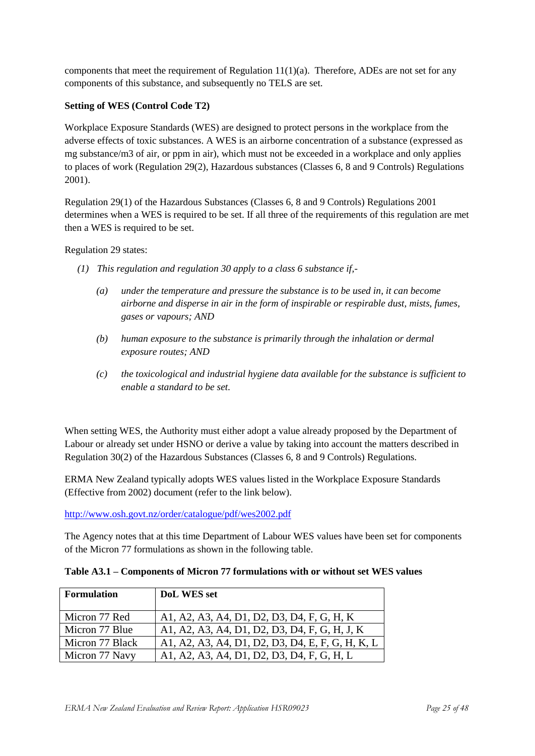components that meet the requirement of Regulation 11(1)(a). Therefore, ADEs are not set for any components of this substance, and subsequently no TELS are set.

**Setting of WES (Control Code T2)**

Workplace Exposure Standards (WES) are designed to protect persons in the workplace from the adverse effects of toxic substances. A WES is an airborne concentration of a substance (expressed as mg substance/m3 of air, or ppm in air), which must not be exceeded in a workplace and only applies to places of work (Regulation 29(2), Hazardous substances (Classes 6, 8 and 9 Controls) Regulations 2001).

Regulation 29(1) of the Hazardous Substances (Classes 6, 8 and 9 Controls) Regulations 2001 determines when a WES is required to be set. If all three of the requirements of this regulation are met then a WES is required to be set.

Regulation 29 states:

*(1) This regulation and regulation 30 apply to a class 6 substance if,-*

> *(a) under the temperature and pressure the substance is to be used in, it can become airborne and disperse in air in the form of inspirable or respirable dust, mists, fumes, gases or vapours; AND*
>
> *(b) human exposure to the substance is primarily through the inhalation or dermal exposure routes; AND*
>
> *(c) the toxicological and industrial hygiene data available for the substance is sufficient to enable a standard to be set.*

When setting WES, the Authority must either adopt a value already proposed by the Department of Labour or already set under HSNO or derive a value by taking into account the matters described in Regulation 30(2) of the Hazardous Substances (Classes 6, 8 and 9 Controls) Regulations.

ERMA New Zealand typically adopts WES values listed in the Workplace Exposure Standards (Effective from 2002) document (refer to the link below).

http://www.osh.govt.nz/order/catalogue/pdf/wes2002.pdf

The Agency notes that at this time Department of Labour WES values have been set for components of the Micron 77 formulations as shown in the following table.

**Table A3.1 – Components of Micron 77 formulations with or without set WES values**

| Formulation | DoL WES set |
|---|---|
| Micron 77 Red | A1, A2, A3, A4, D1, D2, D3, D4, F, G, H, K |
| Micron 77 Blue | A1, A2, A3, A4, D1, D2, D3, D4, F, G, H, J, K |
| Micron 77 Black | A1, A2, A3, A4, D1, D2, D3, D4, E, F, G, H, K, L |
| Micron 77 Navy | A1, A2, A3, A4, D1, D2, D3, D4, F, G, H, L |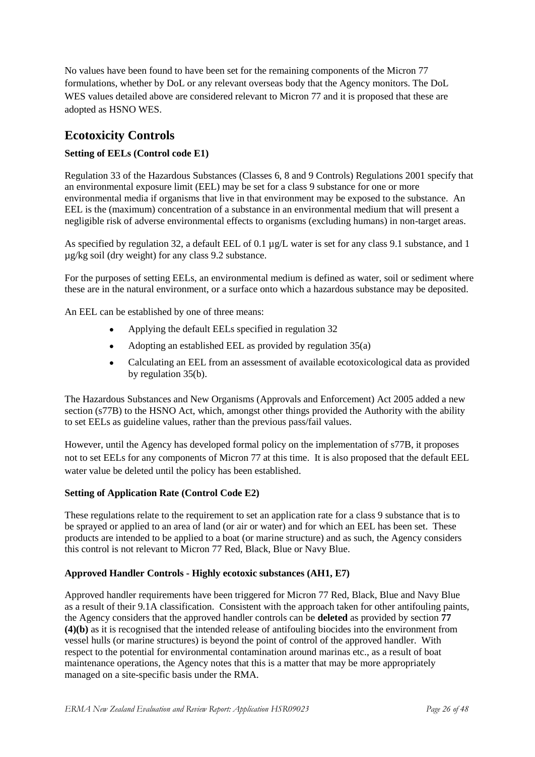No values have been found to have been set for the remaining components of the Micron 77 formulations, whether by DoL or any relevant overseas body that the Agency monitors. The DoL WES values detailed above are considered relevant to Micron 77 and it is proposed that these are adopted as HSNO WES.

## Ecotoxicity Controls

**Setting of EELs (Control code E1)**

Regulation 33 of the Hazardous Substances (Classes 6, 8 and 9 Controls) Regulations 2001 specify that an environmental exposure limit (EEL) may be set for a class 9 substance for one or more environmental media if organisms that live in that environment may be exposed to the substance. An EEL is the (maximum) concentration of a substance in an environmental medium that will present a negligible risk of adverse environmental effects to organisms (excluding humans) in non-target areas.

As specified by regulation 32, a default EEL of 0.1 µg/L water is set for any class 9.1 substance, and 1 µg/kg soil (dry weight) for any class 9.2 substance.

For the purposes of setting EELs, an environmental medium is defined as water, soil or sediment where these are in the natural environment, or a surface onto which a hazardous substance may be deposited.

An EEL can be established by one of three means:

- Applying the default EELs specified in regulation 32
- Adopting an established EEL as provided by regulation 35(a)
- Calculating an EEL from an assessment of available ecotoxicological data as provided by regulation 35(b).

The Hazardous Substances and New Organisms (Approvals and Enforcement) Act 2005 added a new section (s77B) to the HSNO Act, which, amongst other things provided the Authority with the ability to set EELs as guideline values, rather than the previous pass/fail values.

However, until the Agency has developed formal policy on the implementation of s77B, it proposes not to set EELs for any components of Micron 77 at this time. It is also proposed that the default EEL water value be deleted until the policy has been established.

**Setting of Application Rate (Control Code E2)**

These regulations relate to the requirement to set an application rate for a class 9 substance that is to be sprayed or applied to an area of land (or air or water) and for which an EEL has been set. These products are intended to be applied to a boat (or marine structure) and as such, the Agency considers this control is not relevant to Micron 77 Red, Black, Blue or Navy Blue.

**Approved Handler Controls - Highly ecotoxic substances (AH1, E7)**

Approved handler requirements have been triggered for Micron 77 Red, Black, Blue and Navy Blue as a result of their 9.1A classification. Consistent with the approach taken for other antifouling paints, the Agency considers that the approved handler controls can be **deleted** as provided by section **77 (4)(b)** as it is recognised that the intended release of antifouling biocides into the environment from vessel hulls (or marine structures) is beyond the point of control of the approved handler. With respect to the potential for environmental contamination around marinas etc., as a result of boat maintenance operations, the Agency notes that this is a matter that may be more appropriately managed on a site-specific basis under the RMA.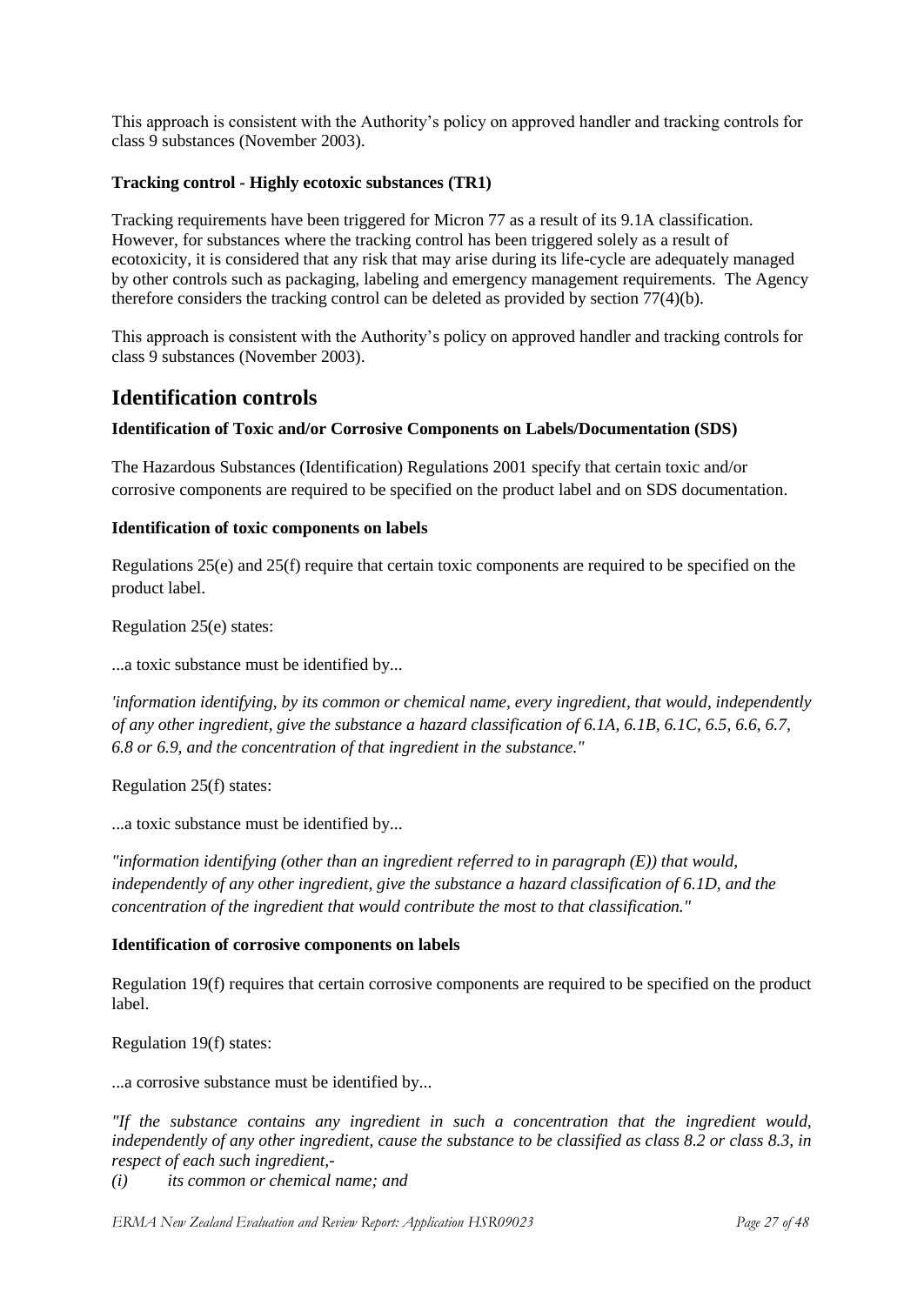This approach is consistent with the Authority's policy on approved handler and tracking controls for class 9 substances (November 2003).

**Tracking control - Highly ecotoxic substances (TR1)**

Tracking requirements have been triggered for Micron 77 as a result of its 9.1A classification. However, for substances where the tracking control has been triggered solely as a result of ecotoxicity, it is considered that any risk that may arise during its life-cycle are adequately managed by other controls such as packaging, labeling and emergency management requirements. The Agency therefore considers the tracking control can be deleted as provided by section 77(4)(b).

This approach is consistent with the Authority's policy on approved handler and tracking controls for class 9 substances (November 2003).

## Identification controls

**Identification of Toxic and/or Corrosive Components on Labels/Documentation (SDS)**

The Hazardous Substances (Identification) Regulations 2001 specify that certain toxic and/or corrosive components are required to be specified on the product label and on SDS documentation.

**Identification of toxic components on labels**

Regulations 25(e) and 25(f) require that certain toxic components are required to be specified on the product label.

Regulation 25(e) states:

...a toxic substance must be identified by...

*'information identifying, by its common or chemical name, every ingredient, that would, independently of any other ingredient, give the substance a hazard classification of 6.1A, 6.1B, 6.1C, 6.5, 6.6, 6.7, 6.8 or 6.9, and the concentration of that ingredient in the substance."*

Regulation 25(f) states:

...a toxic substance must be identified by...

*"information identifying (other than an ingredient referred to in paragraph (E)) that would, independently of any other ingredient, give the substance a hazard classification of 6.1D, and the concentration of the ingredient that would contribute the most to that classification."*

**Identification of corrosive components on labels**

Regulation 19(f) requires that certain corrosive components are required to be specified on the product label.

Regulation 19(f) states:

...a corrosive substance must be identified by...

*"If the substance contains any ingredient in such a concentration that the ingredient would, independently of any other ingredient, cause the substance to be classified as class 8.2 or class 8.3, in respect of each such ingredient,-*

*(i) its common or chemical name; and*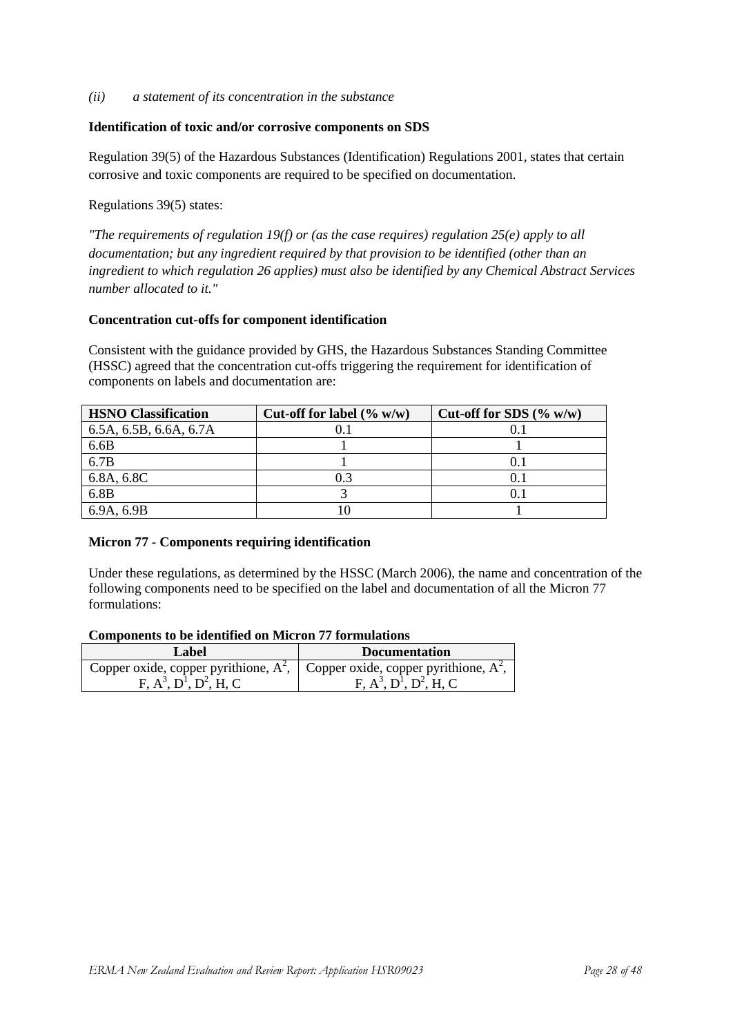*(ii)* *a statement of its concentration in the substance*

**Identification of toxic and/or corrosive components on SDS**

Regulation 39(5) of the Hazardous Substances (Identification) Regulations 2001, states that certain corrosive and toxic components are required to be specified on documentation.

Regulations 39(5) states:

*"The requirements of regulation 19(f) or (as the case requires) regulation 25(e) apply to all documentation; but any ingredient required by that provision to be identified (other than an ingredient to which regulation 26 applies) must also be identified by any Chemical Abstract Services number allocated to it."*

**Concentration cut-offs for component identification**

Consistent with the guidance provided by GHS, the Hazardous Substances Standing Committee (HSSC) agreed that the concentration cut-offs triggering the requirement for identification of components on labels and documentation are:

| HSNO Classification | Cut-off for label (% w/w) | Cut-off for SDS (% w/w) |
|---|---|---|
| 6.5A, 6.5B, 6.6A, 6.7A | 0.1 | 0.1 |
| 6.6B | 1 | 1 |
| 6.7B | 1 | 0.1 |
| 6.8A, 6.8C | 0.3 | 0.1 |
| 6.8B | 3 | 0.1 |
| 6.9A, 6.9B | 10 | 1 |

**Micron 77 - Components requiring identification**

Under these regulations, as determined by the HSSC (March 2006), the name and concentration of the following components need to be specified on the label and documentation of all the Micron 77 formulations:

**Components to be identified on Micron 77 formulations**

| Label | Documentation |
|---|---|
| Copper oxide, copper pyrithione, $A^2$, F, $A^3$, $D^1$, $D^2$, H, C | Copper oxide, copper pyrithione, $A^2$, F, $A^3$, $D^1$, $D^2$, H, C |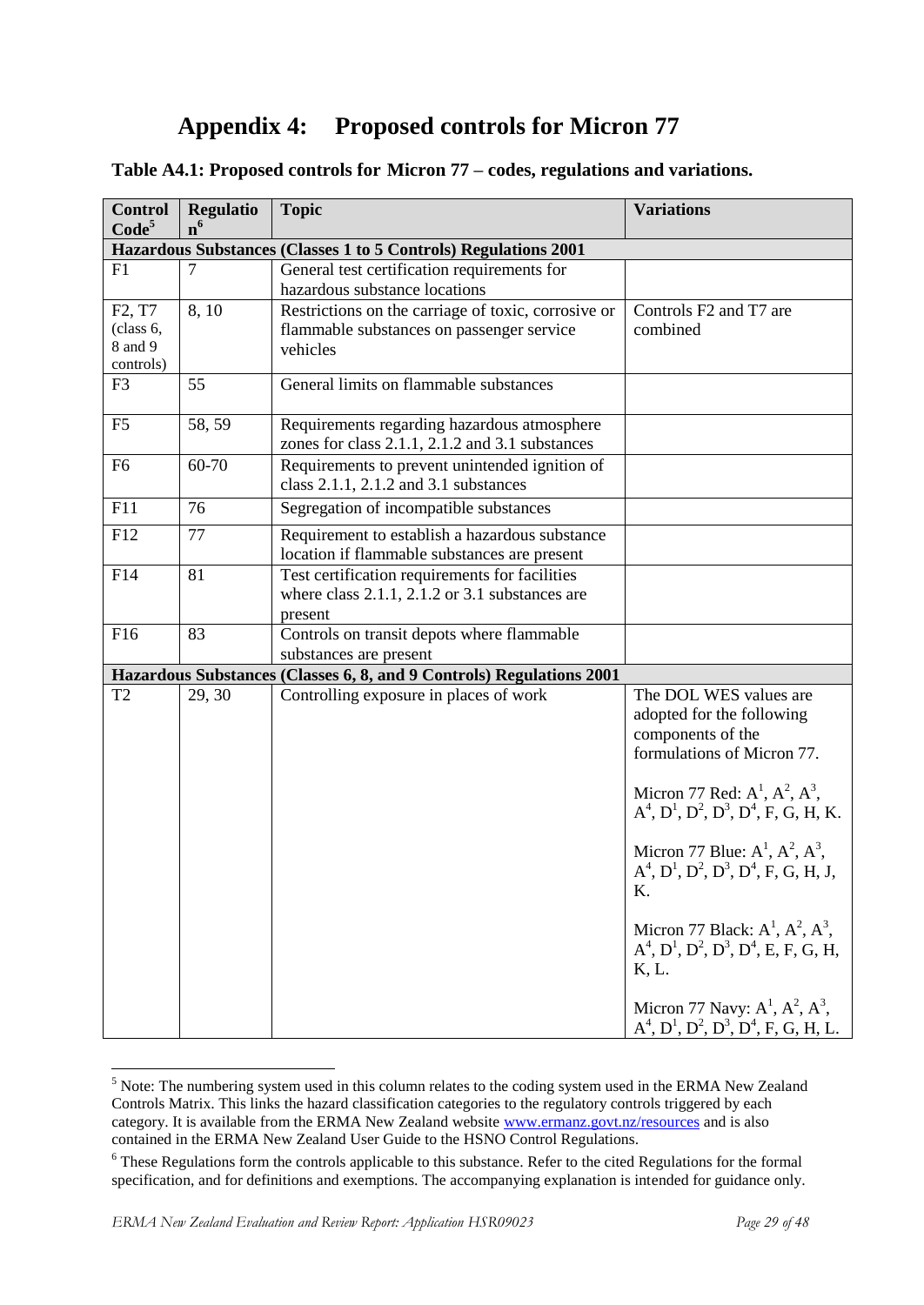# Appendix 4: Proposed controls for Micron 77

**Table A4.1: Proposed controls for Micron 77 – codes, regulations and variations.**

| Control Code[5] | Regulation[6] | Topic | Variations |
|---|---|---|---|
| **Hazardous Substances (Classes 1 to 5 Controls) Regulations 2001** | | | |
| F1 | 7 | General test certification requirements for hazardous substance locations | |
| F2, T7 (class 6, 8 and 9 controls) | 8, 10 | Restrictions on the carriage of toxic, corrosive or flammable substances on passenger service vehicles | Controls F2 and T7 are combined |
| F3 | 55 | General limits on flammable substances | |
| F5 | 58, 59 | Requirements regarding hazardous atmosphere zones for class 2.1.1, 2.1.2 and 3.1 substances | |
| F6 | 60-70 | Requirements to prevent unintended ignition of class 2.1.1, 2.1.2 and 3.1 substances | |
| F11 | 76 | Segregation of incompatible substances | |
| F12 | 77 | Requirement to establish a hazardous substance location if flammable substances are present | |
| F14 | 81 | Test certification requirements for facilities where class 2.1.1, 2.1.2 or 3.1 substances are present | |
| F16 | 83 | Controls on transit depots where flammable substances are present | |
| **Hazardous Substances (Classes 6, 8, and 9 Controls) Regulations 2001** | | | |
| T2 | 29, 30 | Controlling exposure in places of work | The DOL WES values are adopted for the following components of the formulations of Micron 77.<br><br>Micron 77 Red: $A^1$, $A^2$, $A^3$, $A^4$, $D^1$, $D^2$, $D^3$, $D^4$, F, G, H, K.<br><br>Micron 77 Blue: $A^1$, $A^2$, $A^3$, $A^4$, $D^1$, $D^2$, $D^3$, $D^4$, F, G, H, J, K.<br><br>Micron 77 Black: $A^1$, $A^2$, $A^3$, $A^4$, $D^1$, $D^2$, $D^3$, $D^4$, E, F, G, H, K, L.<br><br>Micron 77 Navy: $A^1$, $A^2$, $A^3$, $A^4$, $D^1$, $D^2$, $D^3$, $D^4$, F, G, H, L. |

[5] Note: The numbering system used in this column relates to the coding system used in the ERMA New Zealand Controls Matrix. This links the hazard classification categories to the regulatory controls triggered by each category. It is available from the ERMA New Zealand website www.ermanz.govt.nz/resources and is also contained in the ERMA New Zealand User Guide to the HSNO Control Regulations.

[6] These Regulations form the controls applicable to this substance. Refer to the cited Regulations for the formal specification, and for definitions and exemptions. The accompanying explanation is intended for guidance only.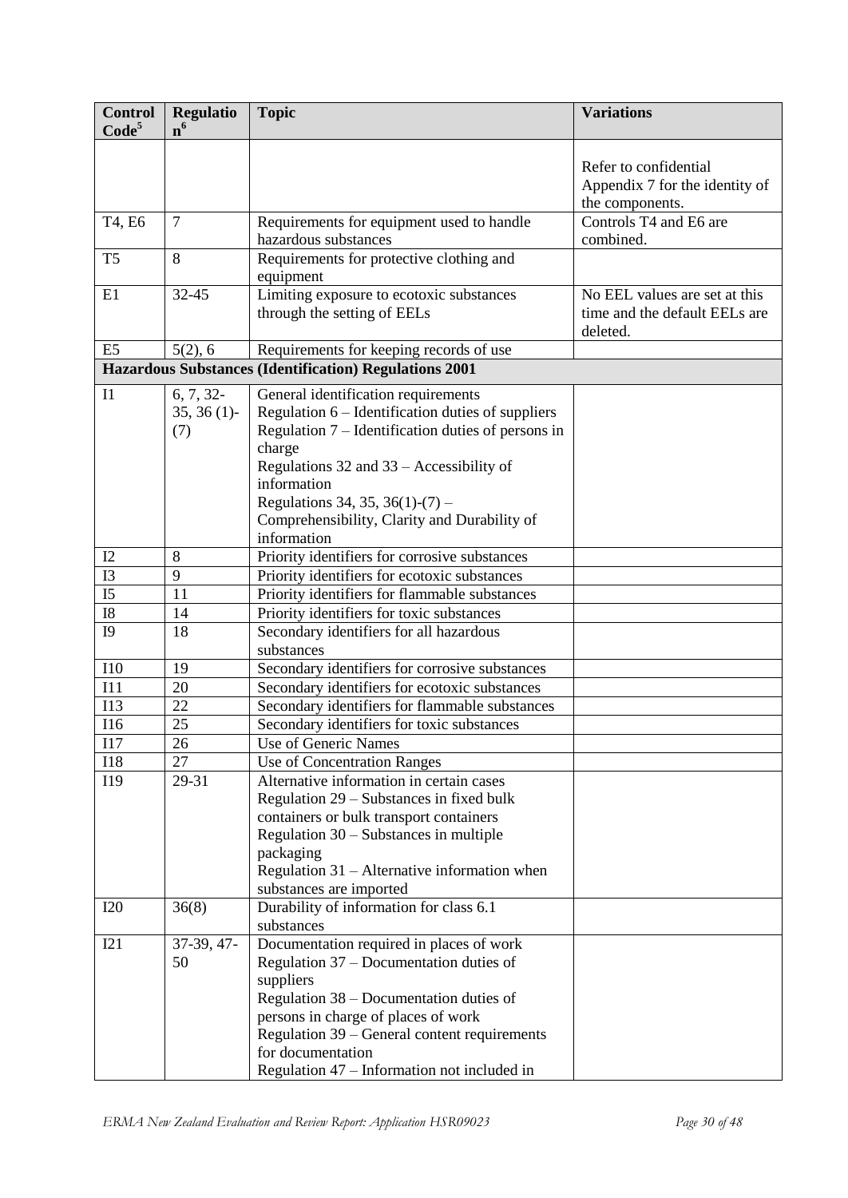| Control Code[5] | Regulation[6] | Topic | Variations |
|---|---|---|---|
| | | | Refer to confidential Appendix 7 for the identity of the components. |
| T4, E6 | 7 | Requirements for equipment used to handle hazardous substances | Controls T4 and E6 are combined. |
| T5 | 8 | Requirements for protective clothing and equipment | |
| E1 | 32-45 | Limiting exposure to ecotoxic substances through the setting of EELs | No EEL values are set at this time and the default EELs are deleted. |
| E5 | 5(2), 6 | Requirements for keeping records of use | |
| **Hazardous Substances (Identification) Regulations 2001** | | | |
| I1 | 6, 7, 32-35, 36 (1)-(7) | General identification requirements<br>Regulation 6 – Identification duties of suppliers<br>Regulation 7 – Identification duties of persons in charge<br>Regulations 32 and 33 – Accessibility of information<br>Regulations 34, 35, 36(1)-(7) – Comprehensibility, Clarity and Durability of information | |
| I2 | 8 | Priority identifiers for corrosive substances | |
| I3 | 9 | Priority identifiers for ecotoxic substances | |
| I5 | 11 | Priority identifiers for flammable substances | |
| I8 | 14 | Priority identifiers for toxic substances | |
| I9 | 18 | Secondary identifiers for all hazardous substances | |
| I10 | 19 | Secondary identifiers for corrosive substances | |
| I11 | 20 | Secondary identifiers for ecotoxic substances | |
| I13 | 22 | Secondary identifiers for flammable substances | |
| I16 | 25 | Secondary identifiers for toxic substances | |
| I17 | 26 | Use of Generic Names | |
| I18 | 27 | Use of Concentration Ranges | |
| I19 | 29-31 | Alternative information in certain cases<br>Regulation 29 – Substances in fixed bulk containers or bulk transport containers<br>Regulation 30 – Substances in multiple packaging<br>Regulation 31 – Alternative information when substances are imported | |
| I20 | 36(8) | Durability of information for class 6.1 substances | |
| I21 | 37-39, 47-50 | Documentation required in places of work<br>Regulation 37 – Documentation duties of suppliers<br>Regulation 38 – Documentation duties of persons in charge of places of work<br>Regulation 39 – General content requirements for documentation<br>Regulation 47 – Information not included in | |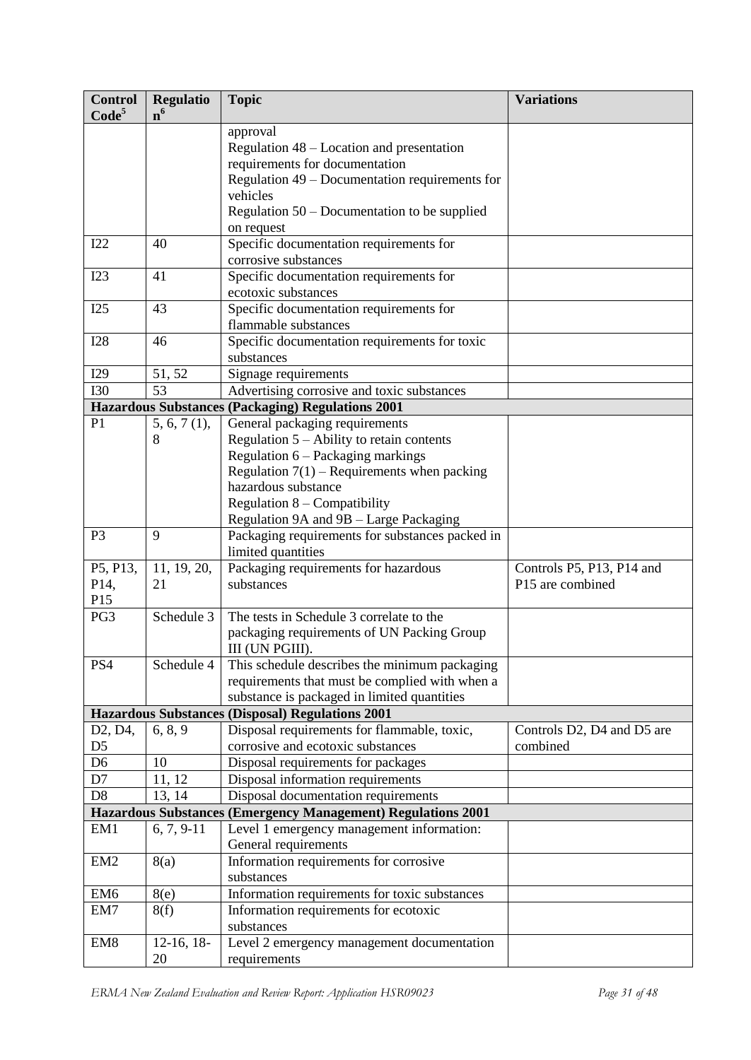| Control Code[5] | Regulation[6] | Topic | Variations |
|---|---|---|---|
| | | approval<br>Regulation 48 – Location and presentation requirements for documentation<br>Regulation 49 – Documentation requirements for vehicles<br>Regulation 50 – Documentation to be supplied on request | |
| I22 | 40 | Specific documentation requirements for corrosive substances | |
| I23 | 41 | Specific documentation requirements for ecotoxic substances | |
| I25 | 43 | Specific documentation requirements for flammable substances | |
| I28 | 46 | Specific documentation requirements for toxic substances | |
| I29 | 51, 52 | Signage requirements | |
| I30 | 53 | Advertising corrosive and toxic substances | |
| **Hazardous Substances (Packaging) Regulations 2001** | | | |
| P1 | 5, 6, 7 (1), 8 | General packaging requirements<br>Regulation 5 – Ability to retain contents<br>Regulation 6 – Packaging markings<br>Regulation 7(1) – Requirements when packing hazardous substance<br>Regulation 8 – Compatibility<br>Regulation 9A and 9B – Large Packaging | |
| P3 | 9 | Packaging requirements for substances packed in limited quantities | |
| P5, P13, P14, P15 | 11, 19, 20, 21 | Packaging requirements for hazardous substances | Controls P5, P13, P14 and P15 are combined |
| PG3 | Schedule 3 | The tests in Schedule 3 correlate to the packaging requirements of UN Packing Group III (UN PGIII). | |
| PS4 | Schedule 4 | This schedule describes the minimum packaging requirements that must be complied with when a substance is packaged in limited quantities | |
| **Hazardous Substances (Disposal) Regulations 2001** | | | |
| D2, D4, D5 | 6, 8, 9 | Disposal requirements for flammable, toxic, corrosive and ecotoxic substances | Controls D2, D4 and D5 are combined |
| D6 | 10 | Disposal requirements for packages | |
| D7 | 11, 12 | Disposal information requirements | |
| D8 | 13, 14 | Disposal documentation requirements | |
| **Hazardous Substances (Emergency Management) Regulations 2001** | | | |
| EM1 | 6, 7, 9-11 | Level 1 emergency management information: General requirements | |
| EM2 | 8(a) | Information requirements for corrosive substances | |
| EM6 | 8(e) | Information requirements for toxic substances | |
| EM7 | 8(f) | Information requirements for ecotoxic substances | |
| EM8 | 12-16, 18-20 | Level 2 emergency management documentation requirements | |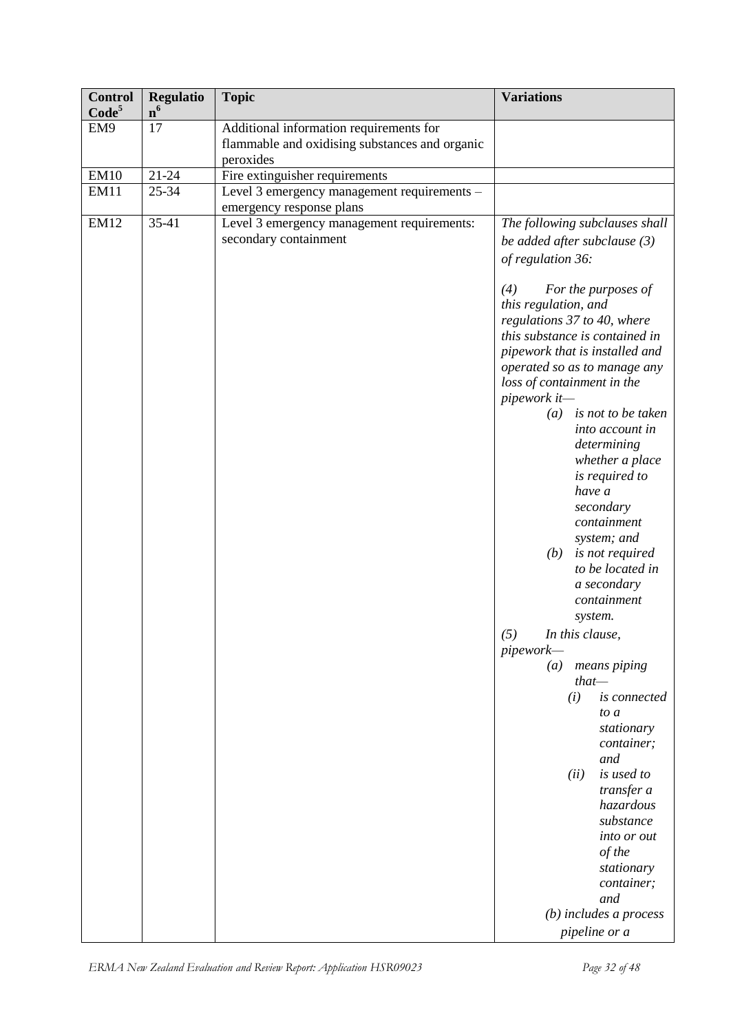| Control Code[5] | Regulation[6] | Topic | Variations |
| --- | --- | --- | --- |
| EM9 | 17 | Additional information requirements for flammable and oxidising substances and organic peroxides | |
| EM10 | 21-24 | Fire extinguisher requirements | |
| EM11 | 25-34 | Level 3 emergency management requirements – emergency response plans | |
| EM12 | 35-41 | Level 3 emergency management requirements: secondary containment | *The following subclauses shall be added after subclause (3) of regulation 36:*<br><br>*(4) For the purposes of this regulation, and regulations 37 to 40, where this substance is contained in pipework that is installed and operated so as to manage any loss of containment in the pipework it—*<br>*(a) is not to be taken into account in determining whether a place is required to have a secondary containment system; and*<br>*(b) is not required to be located in a secondary containment system.*<br><br>*(5) In this clause, pipework—*<br>*(a) means piping that—*<br>*(i) is connected to a stationary container; and*<br>*(ii) is used to transfer a hazardous substance into or out of the stationary container; and*<br>*(b) includes a process pipeline or a* |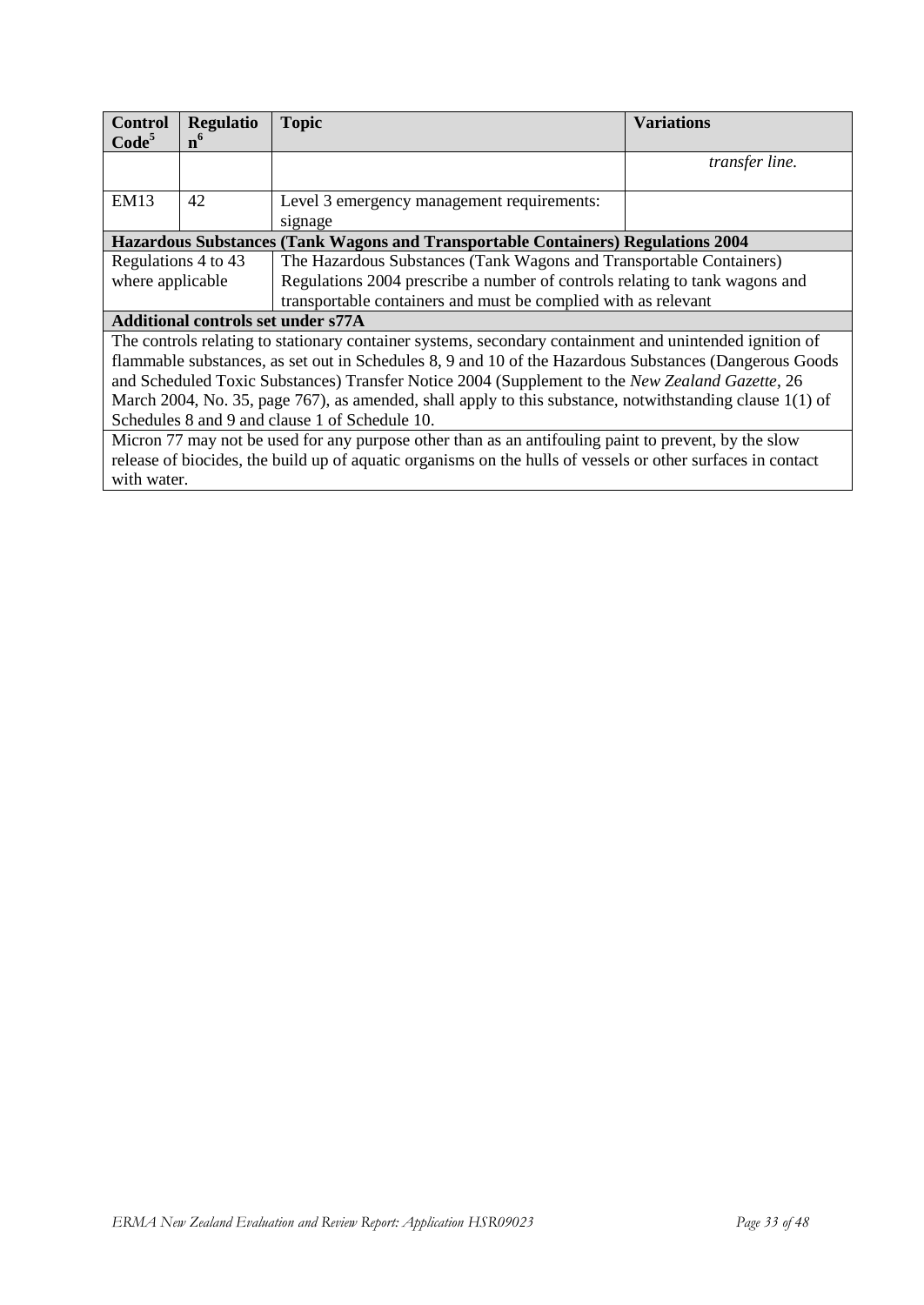| Control Code[5] | Regulation[6] | Topic | Variations |
|---|---|---|---|
| | | | *transfer line.* |
| EM13 | 42 | Level 3 emergency management requirements: signage | |
| **Hazardous Substances (Tank Wagons and Transportable Containers) Regulations 2004** | | | |
| Regulations 4 to 43 where applicable | | The Hazardous Substances (Tank Wagons and Transportable Containers) Regulations 2004 prescribe a number of controls relating to tank wagons and transportable containers and must be complied with as relevant | |
| **Additional controls set under s77A** | | | |
| The controls relating to stationary container systems, secondary containment and unintended ignition of flammable substances, as set out in Schedules 8, 9 and 10 of the Hazardous Substances (Dangerous Goods and Scheduled Toxic Substances) Transfer Notice 2004 (Supplement to the *New Zealand Gazette*, 26 March 2004, No. 35, page 767), as amended, shall apply to this substance, notwithstanding clause 1(1) of Schedules 8 and 9 and clause 1 of Schedule 10. | | | |
| Micron 77 may not be used for any purpose other than as an antifouling paint to prevent, by the slow release of biocides, the build up of aquatic organisms on the hulls of vessels or other surfaces in contact with water. | | | |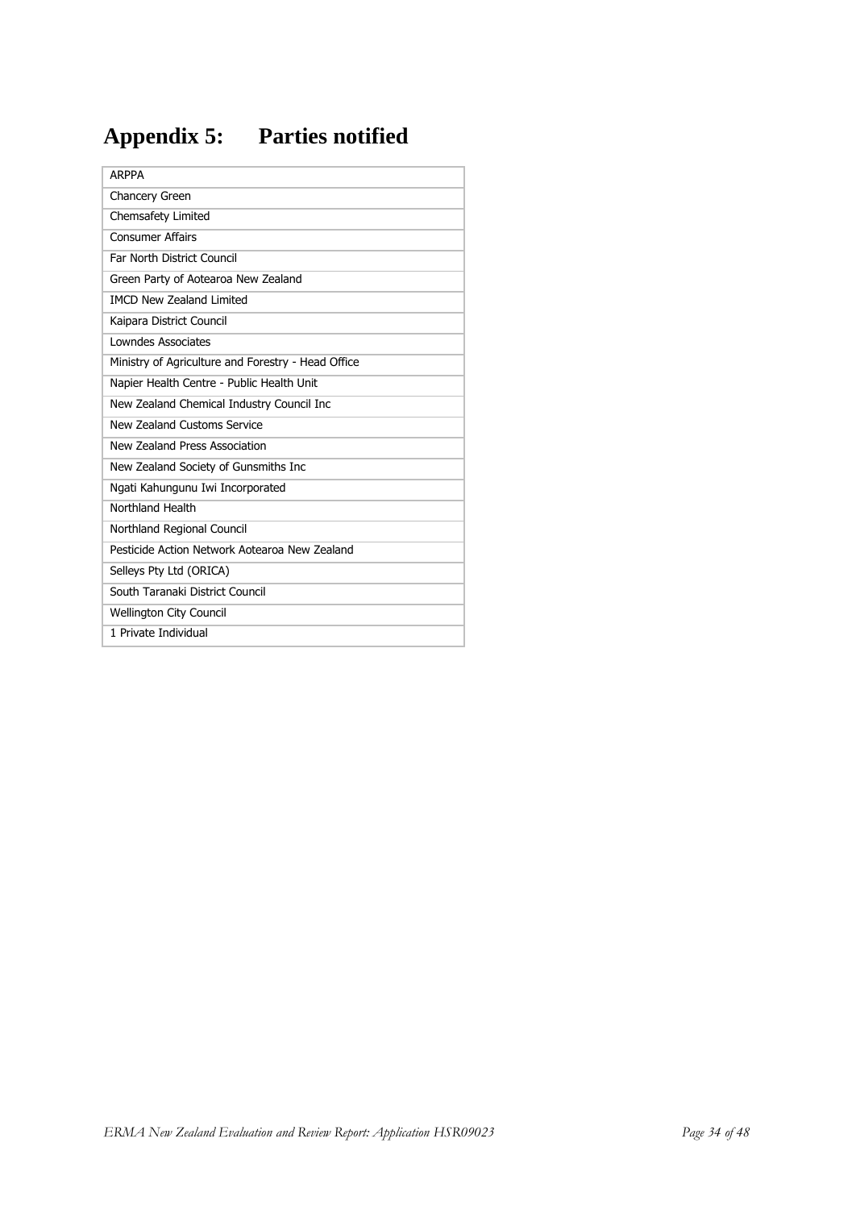# Appendix 5: Parties notified

| ARPPA |
|---|
| Chancery Green |
| Chemsafety Limited |
| Consumer Affairs |
| Far North District Council |
| Green Party of Aotearoa New Zealand |
| IMCD New Zealand Limited |
| Kaipara District Council |
| Lowndes Associates |
| Ministry of Agriculture and Forestry - Head Office |
| Napier Health Centre - Public Health Unit |
| New Zealand Chemical Industry Council Inc |
| New Zealand Customs Service |
| New Zealand Press Association |
| New Zealand Society of Gunsmiths Inc |
| Ngati Kahungunu Iwi Incorporated |
| Northland Health |
| Northland Regional Council |
| Pesticide Action Network Aotearoa New Zealand |
| Selleys Pty Ltd (ORICA) |
| South Taranaki District Council |
| Wellington City Council |
| 1 Private Individual |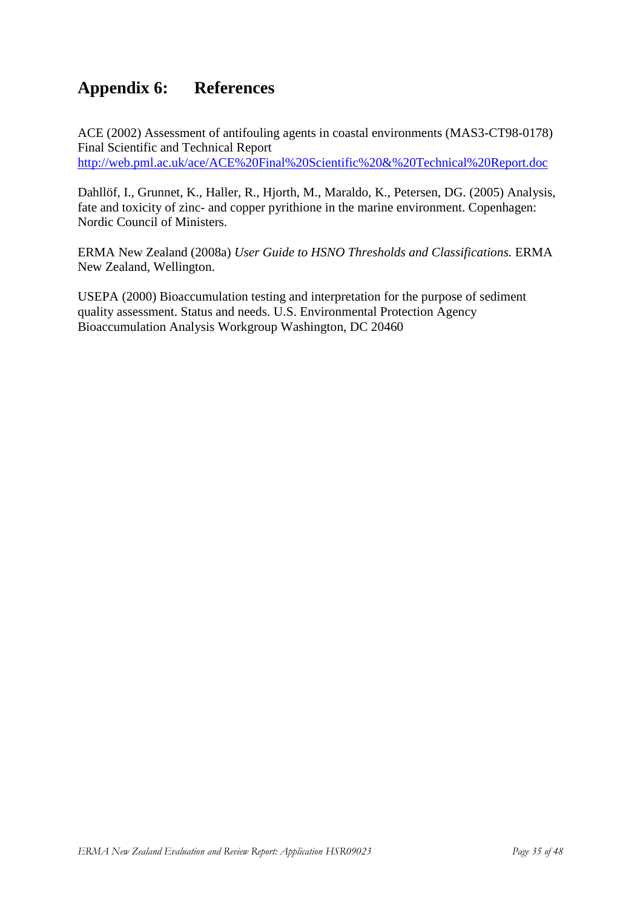# Appendix 6: References

ACE (2002) Assessment of antifouling agents in coastal environments (MAS3-CT98-0178) Final Scientific and Technical Report
http://web.pml.ac.uk/ace/ACE%20Final%20Scientific%20&%20Technical%20Report.doc

Dahllöf, I., Grunnet, K., Haller, R., Hjorth, M., Maraldo, K., Petersen, DG. (2005) Analysis, fate and toxicity of zinc- and copper pyrithione in the marine environment. Copenhagen: Nordic Council of Ministers.

ERMA New Zealand (2008a) *User Guide to HSNO Thresholds and Classifications.* ERMA New Zealand, Wellington.

USEPA (2000) Bioaccumulation testing and interpretation for the purpose of sediment quality assessment. Status and needs. U.S. Environmental Protection Agency Bioaccumulation Analysis Workgroup Washington, DC 20460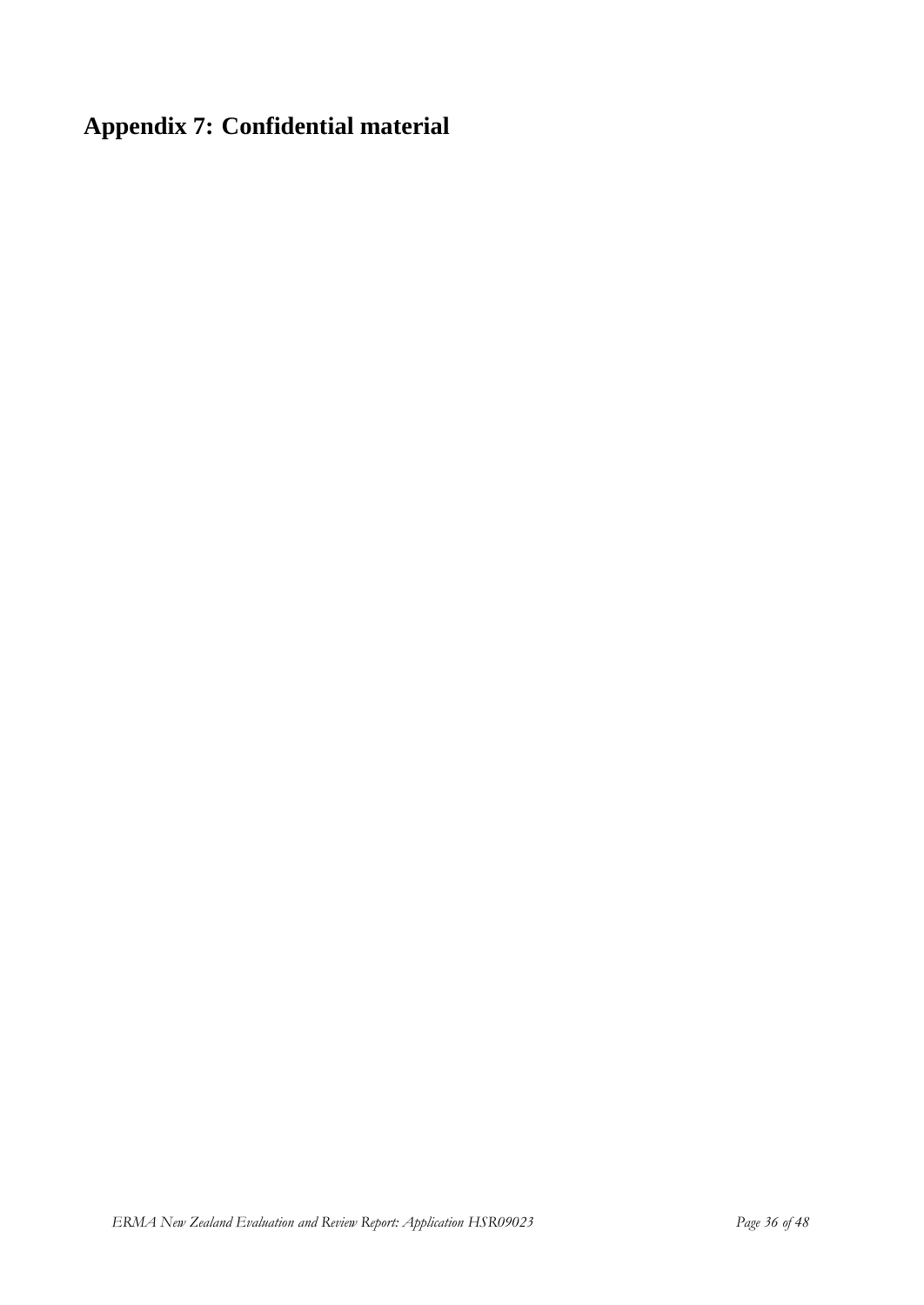# Appendix 7: Confidential material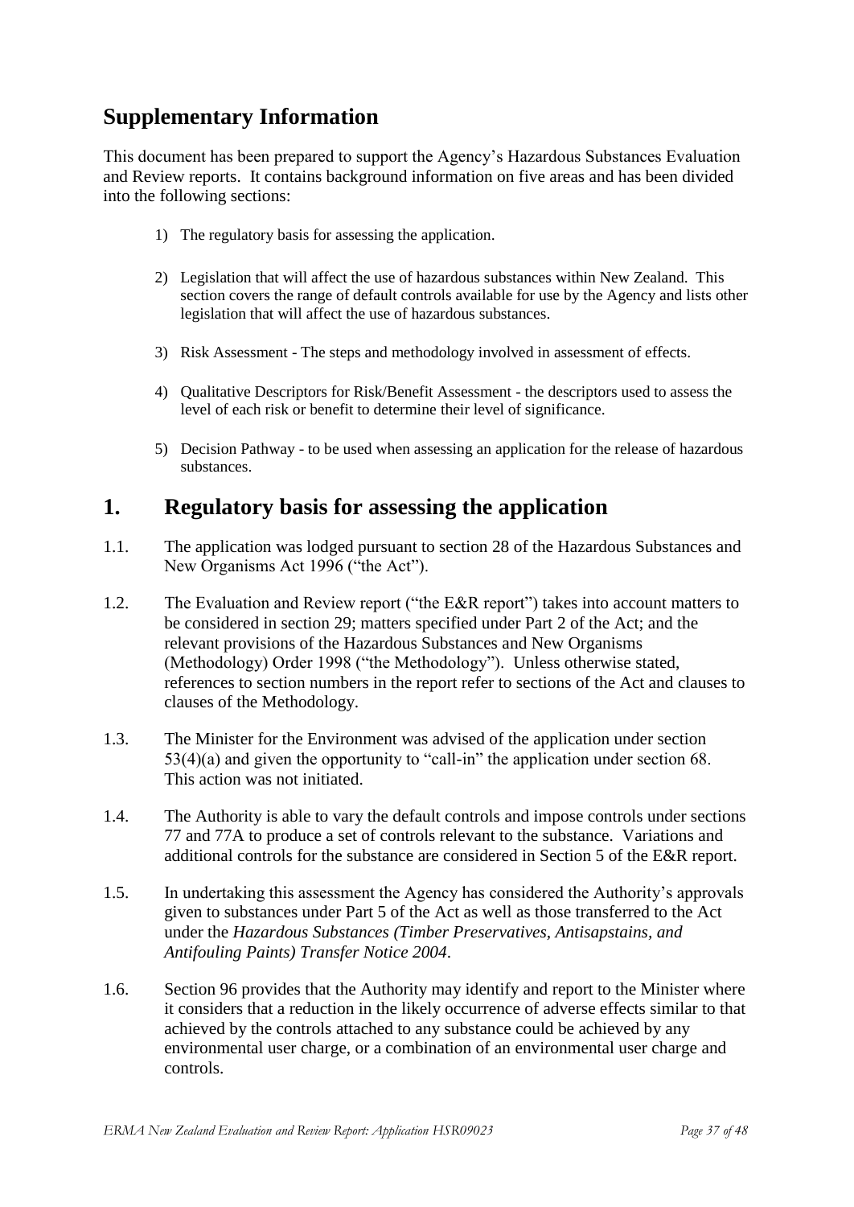## Supplementary Information

This document has been prepared to support the Agency's Hazardous Substances Evaluation and Review reports. It contains background information on five areas and has been divided into the following sections:

1) The regulatory basis for assessing the application.

2) Legislation that will affect the use of hazardous substances within New Zealand. This section covers the range of default controls available for use by the Agency and lists other legislation that will affect the use of hazardous substances.

3) Risk Assessment - The steps and methodology involved in assessment of effects.

4) Qualitative Descriptors for Risk/Benefit Assessment - the descriptors used to assess the level of each risk or benefit to determine their level of significance.

5) Decision Pathway - to be used when assessing an application for the release of hazardous substances.

## 1. Regulatory basis for assessing the application

1.1. The application was lodged pursuant to section 28 of the Hazardous Substances and New Organisms Act 1996 ("the Act").

1.2. The Evaluation and Review report ("the E&R report") takes into account matters to be considered in section 29; matters specified under Part 2 of the Act; and the relevant provisions of the Hazardous Substances and New Organisms (Methodology) Order 1998 ("the Methodology"). Unless otherwise stated, references to section numbers in the report refer to sections of the Act and clauses to clauses of the Methodology.

1.3. The Minister for the Environment was advised of the application under section 53(4)(a) and given the opportunity to "call-in" the application under section 68. This action was not initiated.

1.4. The Authority is able to vary the default controls and impose controls under sections 77 and 77A to produce a set of controls relevant to the substance. Variations and additional controls for the substance are considered in Section 5 of the E&R report.

1.5. In undertaking this assessment the Agency has considered the Authority's approvals given to substances under Part 5 of the Act as well as those transferred to the Act under the *Hazardous Substances (Timber Preservatives, Antisapstains, and Antifouling Paints) Transfer Notice 2004*.

1.6. Section 96 provides that the Authority may identify and report to the Minister where it considers that a reduction in the likely occurrence of adverse effects similar to that achieved by the controls attached to any substance could be achieved by any environmental user charge, or a combination of an environmental user charge and controls.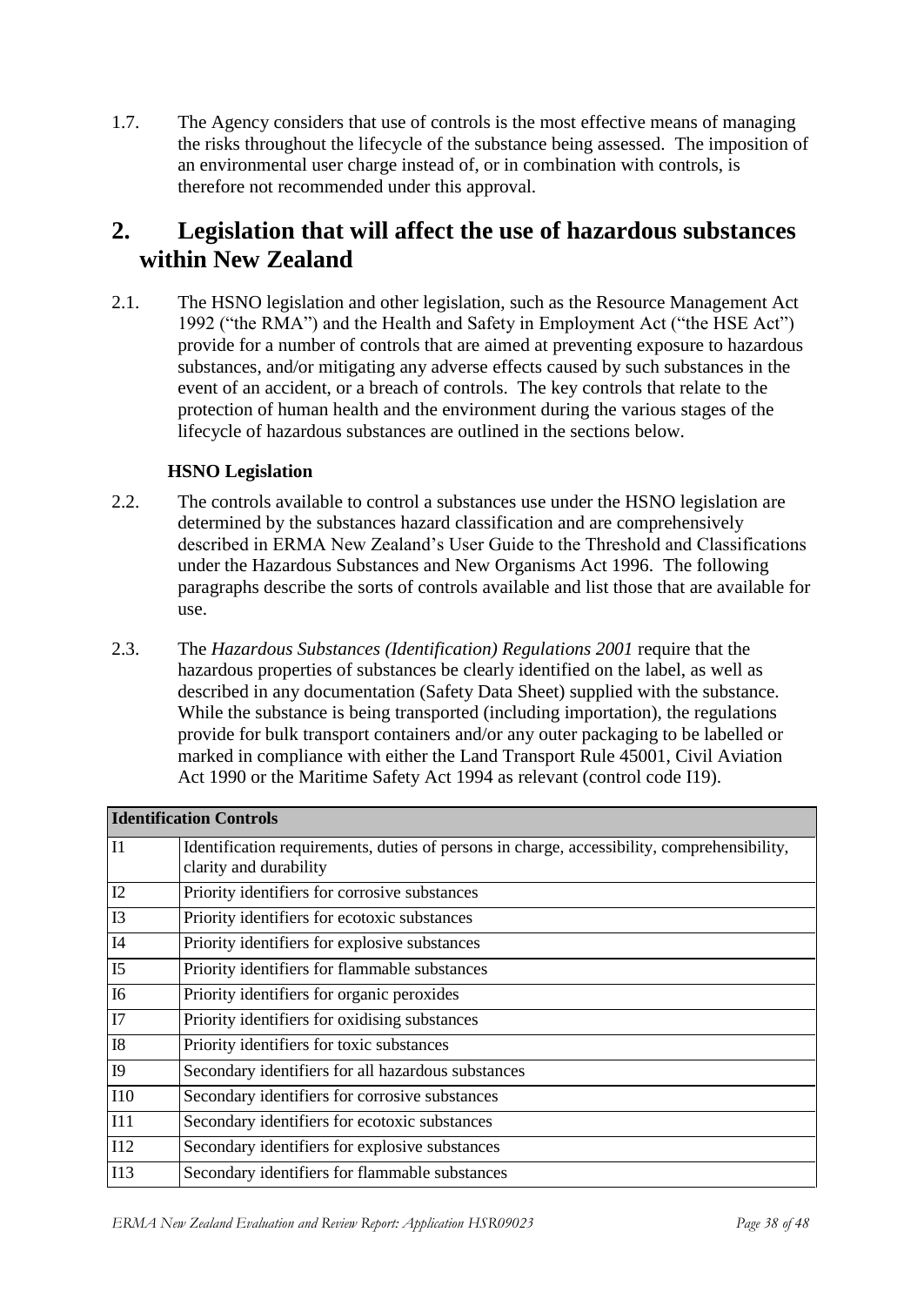1.7. The Agency considers that use of controls is the most effective means of managing the risks throughout the lifecycle of the substance being assessed. The imposition of an environmental user charge instead of, or in combination with controls, is therefore not recommended under this approval.

# 2. Legislation that will affect the use of hazardous substances within New Zealand

2.1. The HSNO legislation and other legislation, such as the Resource Management Act 1992 ("the RMA") and the Health and Safety in Employment Act ("the HSE Act") provide for a number of controls that are aimed at preventing exposure to hazardous substances, and/or mitigating any adverse effects caused by such substances in the event of an accident, or a breach of controls. The key controls that relate to the protection of human health and the environment during the various stages of the lifecycle of hazardous substances are outlined in the sections below.

### HSNO Legislation

2.2. The controls available to control a substances use under the HSNO legislation are determined by the substances hazard classification and are comprehensively described in ERMA New Zealand's User Guide to the Threshold and Classifications under the Hazardous Substances and New Organisms Act 1996. The following paragraphs describe the sorts of controls available and list those that are available for use.

2.3. The *Hazardous Substances (Identification) Regulations 2001* require that the hazardous properties of substances be clearly identified on the label, as well as described in any documentation (Safety Data Sheet) supplied with the substance. While the substance is being transported (including importation), the regulations provide for bulk transport containers and/or any outer packaging to be labelled or marked in compliance with either the Land Transport Rule 45001, Civil Aviation Act 1990 or the Maritime Safety Act 1994 as relevant (control code I19).

| **Identification Controls** | |
|---|---|
| I1 | Identification requirements, duties of persons in charge, accessibility, comprehensibility, clarity and durability |
| I2 | Priority identifiers for corrosive substances |
| I3 | Priority identifiers for ecotoxic substances |
| I4 | Priority identifiers for explosive substances |
| I5 | Priority identifiers for flammable substances |
| I6 | Priority identifiers for organic peroxides |
| I7 | Priority identifiers for oxidising substances |
| I8 | Priority identifiers for toxic substances |
| I9 | Secondary identifiers for all hazardous substances |
| I10 | Secondary identifiers for corrosive substances |
| I11 | Secondary identifiers for ecotoxic substances |
| I12 | Secondary identifiers for explosive substances |
| I13 | Secondary identifiers for flammable substances |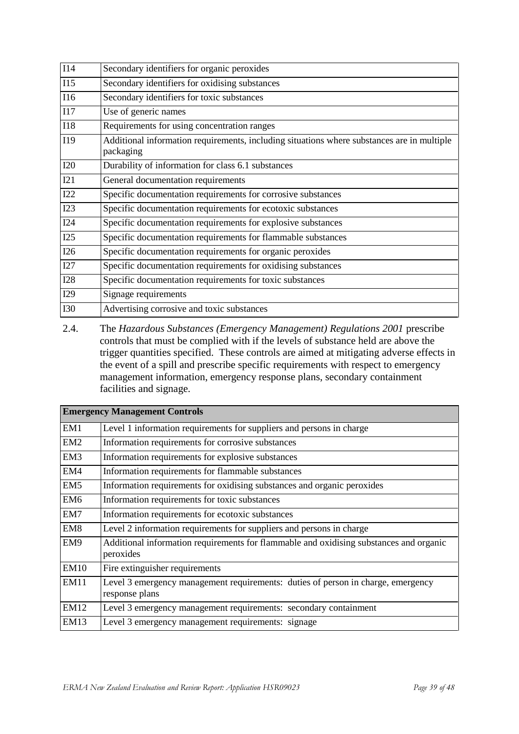| | |
|---|---|
| I14 | Secondary identifiers for organic peroxides |
| I15 | Secondary identifiers for oxidising substances |
| I16 | Secondary identifiers for toxic substances |
| I17 | Use of generic names |
| I18 | Requirements for using concentration ranges |
| I19 | Additional information requirements, including situations where substances are in multiple packaging |
| I20 | Durability of information for class 6.1 substances |
| I21 | General documentation requirements |
| I22 | Specific documentation requirements for corrosive substances |
| I23 | Specific documentation requirements for ecotoxic substances |
| I24 | Specific documentation requirements for explosive substances |
| I25 | Specific documentation requirements for flammable substances |
| I26 | Specific documentation requirements for organic peroxides |
| I27 | Specific documentation requirements for oxidising substances |
| I28 | Specific documentation requirements for toxic substances |
| I29 | Signage requirements |
| I30 | Advertising corrosive and toxic substances |

2.4. The *Hazardous Substances (Emergency Management) Regulations 2001* prescribe controls that must be complied with if the levels of substance held are above the trigger quantities specified. These controls are aimed at mitigating adverse effects in the event of a spill and prescribe specific requirements with respect to emergency management information, emergency response plans, secondary containment facilities and signage.

| **Emergency Management Controls** | |
|---|---|
| EM1 | Level 1 information requirements for suppliers and persons in charge |
| EM2 | Information requirements for corrosive substances |
| EM3 | Information requirements for explosive substances |
| EM4 | Information requirements for flammable substances |
| EM5 | Information requirements for oxidising substances and organic peroxides |
| EM6 | Information requirements for toxic substances |
| EM7 | Information requirements for ecotoxic substances |
| EM8 | Level 2 information requirements for suppliers and persons in charge |
| EM9 | Additional information requirements for flammable and oxidising substances and organic peroxides |
| EM10 | Fire extinguisher requirements |
| EM11 | Level 3 emergency management requirements: duties of person in charge, emergency response plans |
| EM12 | Level 3 emergency management requirements: secondary containment |
| EM13 | Level 3 emergency management requirements: signage |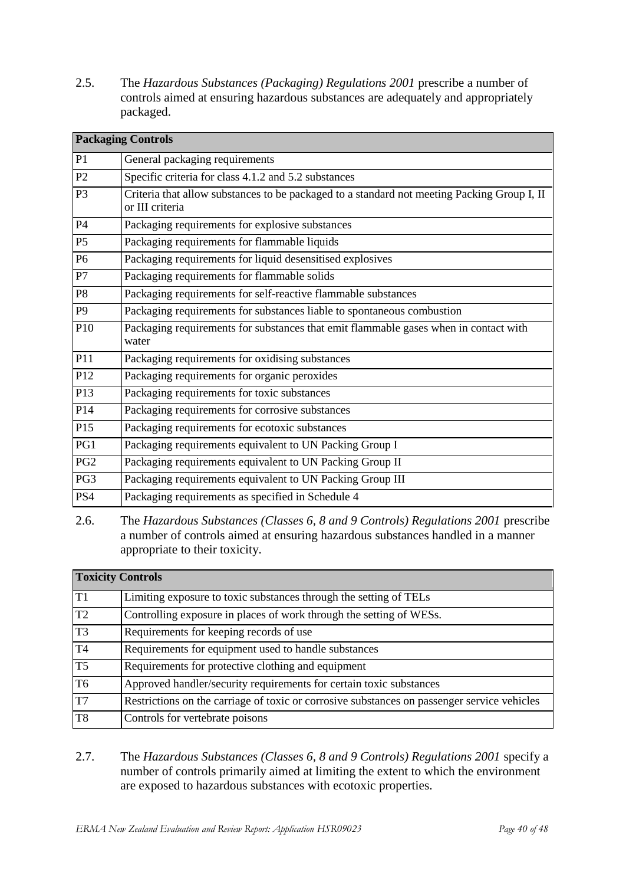2.5. The *Hazardous Substances (Packaging) Regulations 2001* prescribe a number of controls aimed at ensuring hazardous substances are adequately and appropriately packaged.

| **Packaging Controls** | |
|---|---|
| P1 | General packaging requirements |
| P2 | Specific criteria for class 4.1.2 and 5.2 substances |
| P3 | Criteria that allow substances to be packaged to a standard not meeting Packing Group I, II or III criteria |
| P4 | Packaging requirements for explosive substances |
| P5 | Packaging requirements for flammable liquids |
| P6 | Packaging requirements for liquid desensitised explosives |
| P7 | Packaging requirements for flammable solids |
| P8 | Packaging requirements for self-reactive flammable substances |
| P9 | Packaging requirements for substances liable to spontaneous combustion |
| P10 | Packaging requirements for substances that emit flammable gases when in contact with water |
| P11 | Packaging requirements for oxidising substances |
| P12 | Packaging requirements for organic peroxides |
| P13 | Packaging requirements for toxic substances |
| P14 | Packaging requirements for corrosive substances |
| P15 | Packaging requirements for ecotoxic substances |
| PG1 | Packaging requirements equivalent to UN Packing Group I |
| PG2 | Packaging requirements equivalent to UN Packing Group II |
| PG3 | Packaging requirements equivalent to UN Packing Group III |
| PS4 | Packaging requirements as specified in Schedule 4 |

2.6. The *Hazardous Substances (Classes 6, 8 and 9 Controls) Regulations 2001* prescribe a number of controls aimed at ensuring hazardous substances handled in a manner appropriate to their toxicity.

| **Toxicity Controls** | |
|---|---|
| T1 | Limiting exposure to toxic substances through the setting of TELs |
| T2 | Controlling exposure in places of work through the setting of WESs. |
| T3 | Requirements for keeping records of use |
| T4 | Requirements for equipment used to handle substances |
| T5 | Requirements for protective clothing and equipment |
| T6 | Approved handler/security requirements for certain toxic substances |
| T7 | Restrictions on the carriage of toxic or corrosive substances on passenger service vehicles |
| T8 | Controls for vertebrate poisons |

2.7. The *Hazardous Substances (Classes 6, 8 and 9 Controls) Regulations 2001* specify a number of controls primarily aimed at limiting the extent to which the environment are exposed to hazardous substances with ecotoxic properties.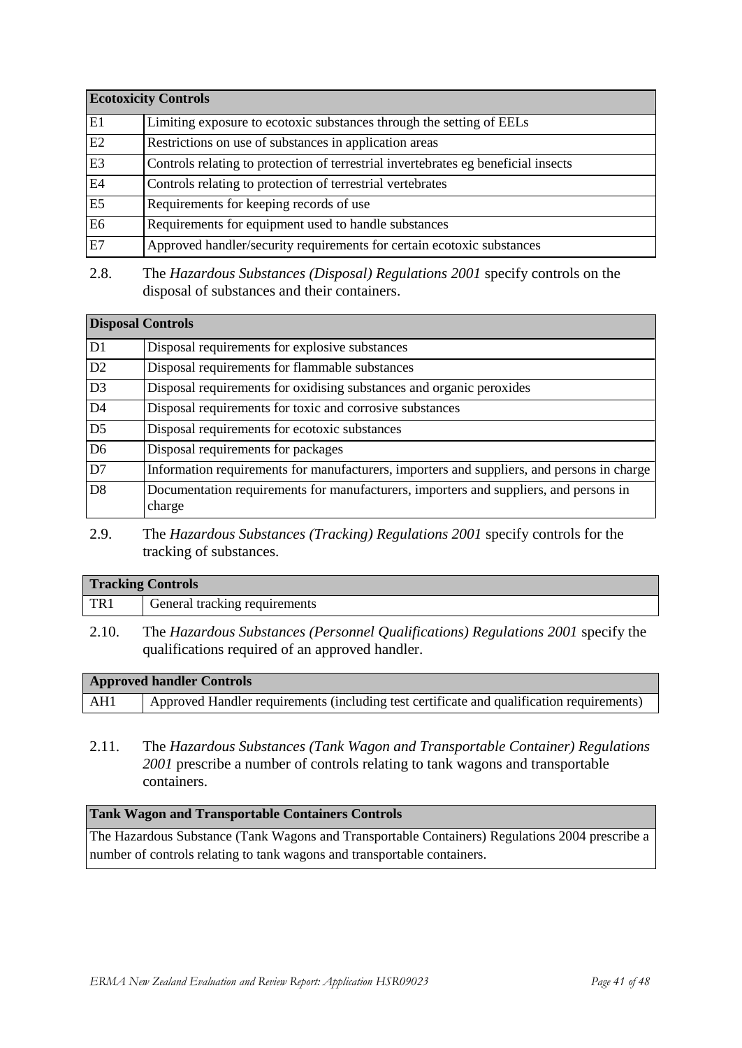| Ecotoxicity Controls | |
|---|---|
| E1 | Limiting exposure to ecotoxic substances through the setting of EELs |
| E2 | Restrictions on use of substances in application areas |
| E3 | Controls relating to protection of terrestrial invertebrates eg beneficial insects |
| E4 | Controls relating to protection of terrestrial vertebrates |
| E5 | Requirements for keeping records of use |
| E6 | Requirements for equipment used to handle substances |
| E7 | Approved handler/security requirements for certain ecotoxic substances |

2.8. The *Hazardous Substances (Disposal) Regulations 2001* specify controls on the disposal of substances and their containers.

| Disposal Controls | |
|---|---|
| D1 | Disposal requirements for explosive substances |
| D2 | Disposal requirements for flammable substances |
| D3 | Disposal requirements for oxidising substances and organic peroxides |
| D4 | Disposal requirements for toxic and corrosive substances |
| D5 | Disposal requirements for ecotoxic substances |
| D6 | Disposal requirements for packages |
| D7 | Information requirements for manufacturers, importers and suppliers, and persons in charge |
| D8 | Documentation requirements for manufacturers, importers and suppliers, and persons in charge |

2.9. The *Hazardous Substances (Tracking) Regulations 2001* specify controls for the tracking of substances.

| Tracking Controls | |
|---|---|
| TR1 | General tracking requirements |

2.10. The *Hazardous Substances (Personnel Qualifications) Regulations 2001* specify the qualifications required of an approved handler.

| Approved handler Controls | |
|---|---|
| AH1 | Approved Handler requirements (including test certificate and qualification requirements) |

2.11. The *Hazardous Substances (Tank Wagon and Transportable Container) Regulations 2001* prescribe a number of controls relating to tank wagons and transportable containers.

| Tank Wagon and Transportable Containers Controls |
|---|
| The Hazardous Substance (Tank Wagons and Transportable Containers) Regulations 2004 prescribe a number of controls relating to tank wagons and transportable containers. |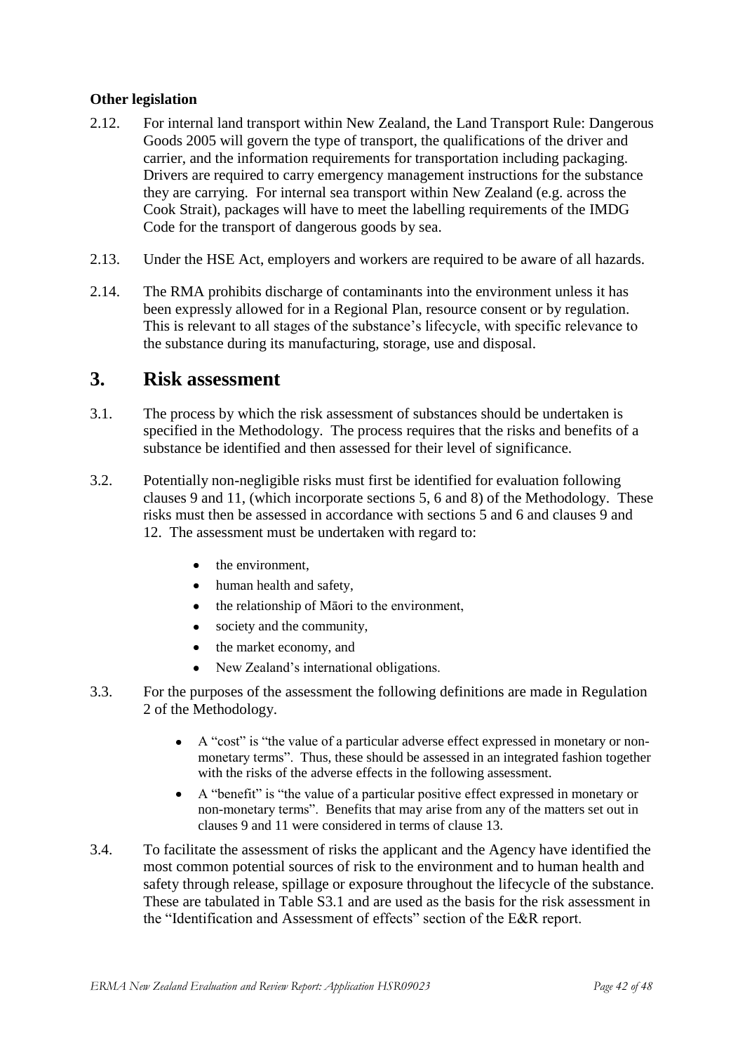### Other legislation

2.12. For internal land transport within New Zealand, the Land Transport Rule: Dangerous Goods 2005 will govern the type of transport, the qualifications of the driver and carrier, and the information requirements for transportation including packaging. Drivers are required to carry emergency management instructions for the substance they are carrying. For internal sea transport within New Zealand (e.g. across the Cook Strait), packages will have to meet the labelling requirements of the IMDG Code for the transport of dangerous goods by sea.

2.13. Under the HSE Act, employers and workers are required to be aware of all hazards.

2.14. The RMA prohibits discharge of contaminants into the environment unless it has been expressly allowed for in a Regional Plan, resource consent or by regulation. This is relevant to all stages of the substance's lifecycle, with specific relevance to the substance during its manufacturing, storage, use and disposal.

## 3. Risk assessment

3.1. The process by which the risk assessment of substances should be undertaken is specified in the Methodology. The process requires that the risks and benefits of a substance be identified and then assessed for their level of significance.

3.2. Potentially non-negligible risks must first be identified for evaluation following clauses 9 and 11, (which incorporate sections 5, 6 and 8) of the Methodology. These risks must then be assessed in accordance with sections 5 and 6 and clauses 9 and 12. The assessment must be undertaken with regard to:

- the environment,
- human health and safety,
- the relationship of Māori to the environment,
- society and the community,
- the market economy, and
- New Zealand's international obligations.

3.3. For the purposes of the assessment the following definitions are made in Regulation 2 of the Methodology.

- A "cost" is "the value of a particular adverse effect expressed in monetary or non-monetary terms". Thus, these should be assessed in an integrated fashion together with the risks of the adverse effects in the following assessment.
- A "benefit" is "the value of a particular positive effect expressed in monetary or non-monetary terms". Benefits that may arise from any of the matters set out in clauses 9 and 11 were considered in terms of clause 13.

3.4. To facilitate the assessment of risks the applicant and the Agency have identified the most common potential sources of risk to the environment and to human health and safety through release, spillage or exposure throughout the lifecycle of the substance. These are tabulated in Table S3.1 and are used as the basis for the risk assessment in the "Identification and Assessment of effects" section of the E&R report.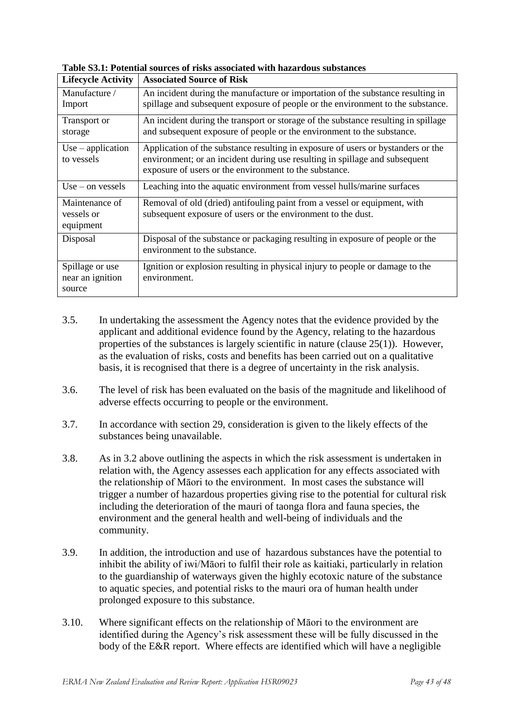**Table S3.1: Potential sources of risks associated with hazardous substances**

| Lifecycle Activity | Associated Source of Risk |
|---|---|
| Manufacture / Import | An incident during the manufacture or importation of the substance resulting in spillage and subsequent exposure of people or the environment to the substance. |
| Transport or storage | An incident during the transport or storage of the substance resulting in spillage and subsequent exposure of people or the environment to the substance. |
| Use – application to vessels | Application of the substance resulting in exposure of users or bystanders or the environment; or an incident during use resulting in spillage and subsequent exposure of users or the environment to the substance. |
| Use – on vessels | Leaching into the aquatic environment from vessel hulls/marine surfaces |
| Maintenance of vessels or equipment | Removal of old (dried) antifouling paint from a vessel or equipment, with subsequent exposure of users or the environment to the dust. |
| Disposal | Disposal of the substance or packaging resulting in exposure of people or the environment to the substance. |
| Spillage or use near an ignition source | Ignition or explosion resulting in physical injury to people or damage to the environment. |

3.5. In undertaking the assessment the Agency notes that the evidence provided by the applicant and additional evidence found by the Agency, relating to the hazardous properties of the substances is largely scientific in nature (clause 25(1)). However, as the evaluation of risks, costs and benefits has been carried out on a qualitative basis, it is recognised that there is a degree of uncertainty in the risk analysis.

3.6. The level of risk has been evaluated on the basis of the magnitude and likelihood of adverse effects occurring to people or the environment.

3.7. In accordance with section 29, consideration is given to the likely effects of the substances being unavailable.

3.8. As in 3.2 above outlining the aspects in which the risk assessment is undertaken in relation with, the Agency assesses each application for any effects associated with the relationship of Māori to the environment. In most cases the substance will trigger a number of hazardous properties giving rise to the potential for cultural risk including the deterioration of the mauri of taonga flora and fauna species, the environment and the general health and well-being of individuals and the community.

3.9. In addition, the introduction and use of hazardous substances have the potential to inhibit the ability of iwi/Māori to fulfil their role as kaitiaki, particularly in relation to the guardianship of waterways given the highly ecotoxic nature of the substance to aquatic species, and potential risks to the mauri ora of human health under prolonged exposure to this substance.

3.10. Where significant effects on the relationship of Māori to the environment are identified during the Agency's risk assessment these will be fully discussed in the body of the E&R report. Where effects are identified which will have a negligible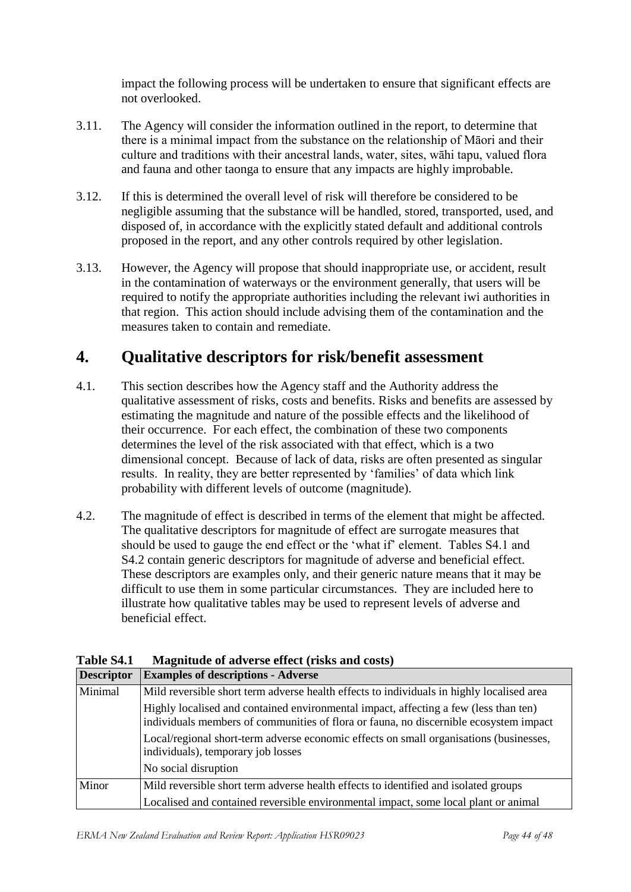impact the following process will be undertaken to ensure that significant effects are not overlooked.

3.11. The Agency will consider the information outlined in the report, to determine that there is a minimal impact from the substance on the relationship of Māori and their culture and traditions with their ancestral lands, water, sites, wāhi tapu, valued flora and fauna and other taonga to ensure that any impacts are highly improbable.

3.12. If this is determined the overall level of risk will therefore be considered to be negligible assuming that the substance will be handled, stored, transported, used, and disposed of, in accordance with the explicitly stated default and additional controls proposed in the report, and any other controls required by other legislation.

3.13. However, the Agency will propose that should inappropriate use, or accident, result in the contamination of waterways or the environment generally, that users will be required to notify the appropriate authorities including the relevant iwi authorities in that region. This action should include advising them of the contamination and the measures taken to contain and remediate.

# 4. Qualitative descriptors for risk/benefit assessment

4.1. This section describes how the Agency staff and the Authority address the qualitative assessment of risks, costs and benefits. Risks and benefits are assessed by estimating the magnitude and nature of the possible effects and the likelihood of their occurrence. For each effect, the combination of these two components determines the level of the risk associated with that effect, which is a two dimensional concept. Because of lack of data, risks are often presented as singular results. In reality, they are better represented by 'families' of data which link probability with different levels of outcome (magnitude).

4.2. The magnitude of effect is described in terms of the element that might be affected. The qualitative descriptors for magnitude of effect are surrogate measures that should be used to gauge the end effect or the 'what if' element. Tables S4.1 and S4.2 contain generic descriptors for magnitude of adverse and beneficial effect. These descriptors are examples only, and their generic nature means that it may be difficult to use them in some particular circumstances. They are included here to illustrate how qualitative tables may be used to represent levels of adverse and beneficial effect.

**Table S4.1 Magnitude of adverse effect (risks and costs)**

| Descriptor | Examples of descriptions - Adverse |
|---|---|
| Minimal | Mild reversible short term adverse health effects to individuals in highly localised area |
| | Highly localised and contained environmental impact, affecting a few (less than ten) individuals members of communities of flora or fauna, no discernible ecosystem impact |
| | Local/regional short-term adverse economic effects on small organisations (businesses, individuals), temporary job losses |
| | No social disruption |
| Minor | Mild reversible short term adverse health effects to identified and isolated groups |
| | Localised and contained reversible environmental impact, some local plant or animal |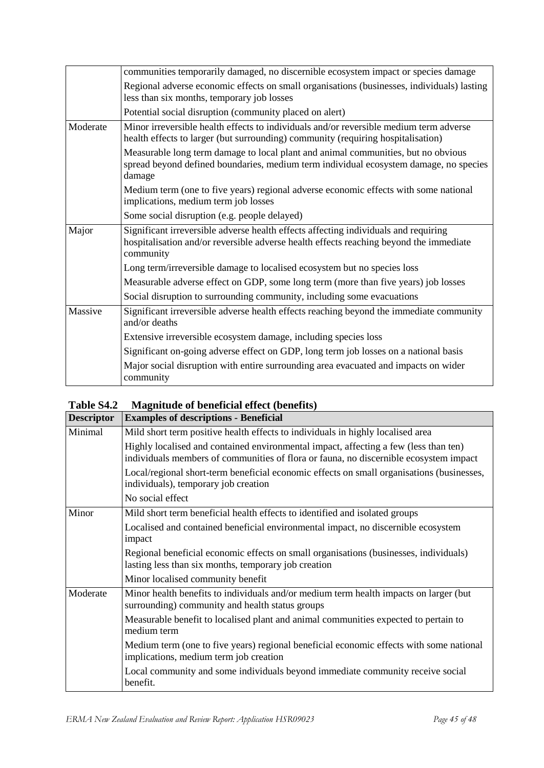| | |
|---|---|
| | communities temporarily damaged, no discernible ecosystem impact or species damage |
| | Regional adverse economic effects on small organisations (businesses, individuals) lasting less than six months, temporary job losses |
| | Potential social disruption (community placed on alert) |
| Moderate | Minor irreversible health effects to individuals and/or reversible medium term adverse health effects to larger (but surrounding) community (requiring hospitalisation) |
| | Measurable long term damage to local plant and animal communities, but no obvious spread beyond defined boundaries, medium term individual ecosystem damage, no species damage |
| | Medium term (one to five years) regional adverse economic effects with some national implications, medium term job losses |
| | Some social disruption (e.g. people delayed) |
| Major | Significant irreversible adverse health effects affecting individuals and requiring hospitalisation and/or reversible adverse health effects reaching beyond the immediate community |
| | Long term/irreversible damage to localised ecosystem but no species loss |
| | Measurable adverse effect on GDP, some long term (more than five years) job losses |
| | Social disruption to surrounding community, including some evacuations |
| Massive | Significant irreversible adverse health effects reaching beyond the immediate community and/or deaths |
| | Extensive irreversible ecosystem damage, including species loss |
| | Significant on-going adverse effect on GDP, long term job losses on a national basis |
| | Major social disruption with entire surrounding area evacuated and impacts on wider community |

**Table S4.2 Magnitude of beneficial effect (benefits)**

| Descriptor | Examples of descriptions - Beneficial |
|---|---|
| Minimal | Mild short term positive health effects to individuals in highly localised area |
| | Highly localised and contained environmental impact, affecting a few (less than ten) individuals members of communities of flora or fauna, no discernible ecosystem impact |
| | Local/regional short-term beneficial economic effects on small organisations (businesses, individuals), temporary job creation |
| | No social effect |
| Minor | Mild short term beneficial health effects to identified and isolated groups |
| | Localised and contained beneficial environmental impact, no discernible ecosystem impact |
| | Regional beneficial economic effects on small organisations (businesses, individuals) lasting less than six months, temporary job creation |
| | Minor localised community benefit |
| Moderate | Minor health benefits to individuals and/or medium term health impacts on larger (but surrounding) community and health status groups |
| | Measurable benefit to localised plant and animal communities expected to pertain to medium term |
| | Medium term (one to five years) regional beneficial economic effects with some national implications, medium term job creation |
| | Local community and some individuals beyond immediate community receive social benefit. |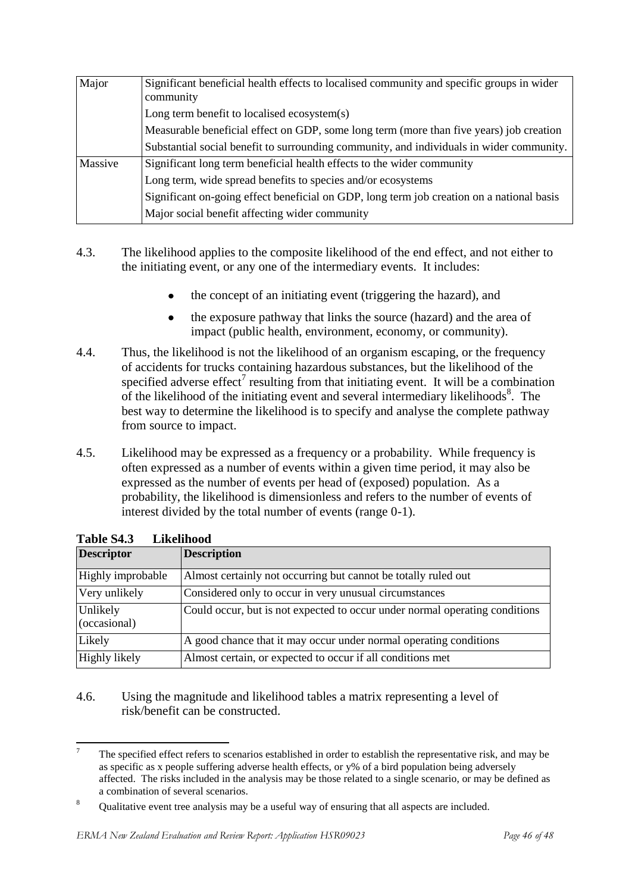| Major | Significant beneficial health effects to localised community and specific groups in wider community<br>Long term benefit to localised ecosystem(s)<br>Measurable beneficial effect on GDP, some long term (more than five years) job creation<br>Substantial social benefit to surrounding community, and individuals in wider community. |
|---|---|
| Massive | Significant long term beneficial health effects to the wider community<br>Long term, wide spread benefits to species and/or ecosystems<br>Significant on-going effect beneficial on GDP, long term job creation on a national basis<br>Major social benefit affecting wider community |

4.3. The likelihood applies to the composite likelihood of the end effect, and not either to the initiating event, or any one of the intermediary events. It includes:

- the concept of an initiating event (triggering the hazard), and
- the exposure pathway that links the source (hazard) and the area of impact (public health, environment, economy, or community).

4.4. Thus, the likelihood is not the likelihood of an organism escaping, or the frequency of accidents for trucks containing hazardous substances, but the likelihood of the specified adverse effect[7] resulting from that initiating event. It will be a combination of the likelihood of the initiating event and several intermediary likelihoods[8]. The best way to determine the likelihood is to specify and analyse the complete pathway from source to impact.

4.5. Likelihood may be expressed as a frequency or a probability. While frequency is often expressed as a number of events within a given time period, it may also be expressed as the number of events per head of (exposed) population. As a probability, the likelihood is dimensionless and refers to the number of events of interest divided by the total number of events (range 0-1).

**Table S4.3 Likelihood**

| Descriptor | Description |
|---|---|
| Highly improbable | Almost certainly not occurring but cannot be totally ruled out |
| Very unlikely | Considered only to occur in very unusual circumstances |
| Unlikely (occasional) | Could occur, but is not expected to occur under normal operating conditions |
| Likely | A good chance that it may occur under normal operating conditions |
| Highly likely | Almost certain, or expected to occur if all conditions met |

4.6. Using the magnitude and likelihood tables a matrix representing a level of risk/benefit can be constructed.

[7] The specified effect refers to scenarios established in order to establish the representative risk, and may be as specific as x people suffering adverse health effects, or y% of a bird population being adversely affected. The risks included in the analysis may be those related to a single scenario, or may be defined as a combination of several scenarios.

[8] Qualitative event tree analysis may be a useful way of ensuring that all aspects are included.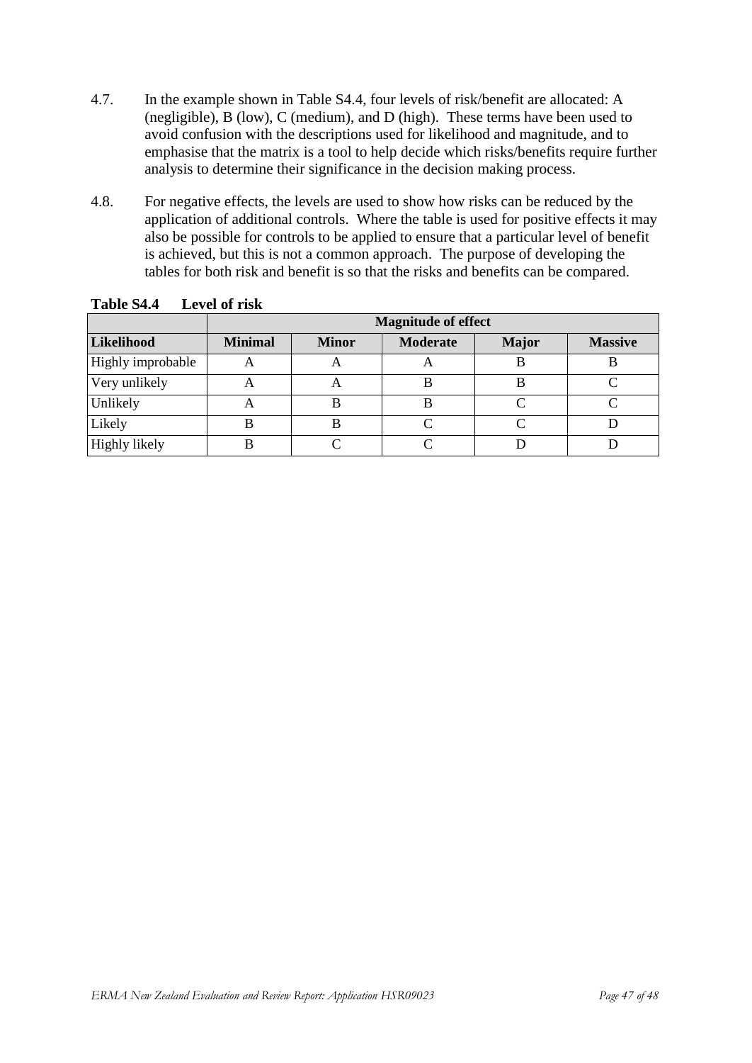4.7. In the example shown in Table S4.4, four levels of risk/benefit are allocated: A (negligible), B (low), C (medium), and D (high). These terms have been used to avoid confusion with the descriptions used for likelihood and magnitude, and to emphasise that the matrix is a tool to help decide which risks/benefits require further analysis to determine their significance in the decision making process.

4.8. For negative effects, the levels are used to show how risks can be reduced by the application of additional controls. Where the table is used for positive effects it may also be possible for controls to be applied to ensure that a particular level of benefit is achieved, but this is not a common approach. The purpose of developing the tables for both risk and benefit is so that the risks and benefits can be compared.

**Table S4.4 Level of risk**

| | **Magnitude of effect** | | | | |
|---|---|---|---|---|---|
| **Likelihood** | **Minimal** | **Minor** | **Moderate** | **Major** | **Massive** |
| Highly improbable | A | A | A | B | B |
| Very unlikely | A | A | B | B | C |
| Unlikely | A | B | B | C | C |
| Likely | B | B | C | C | D |
| Highly likely | B | C | C | D | D |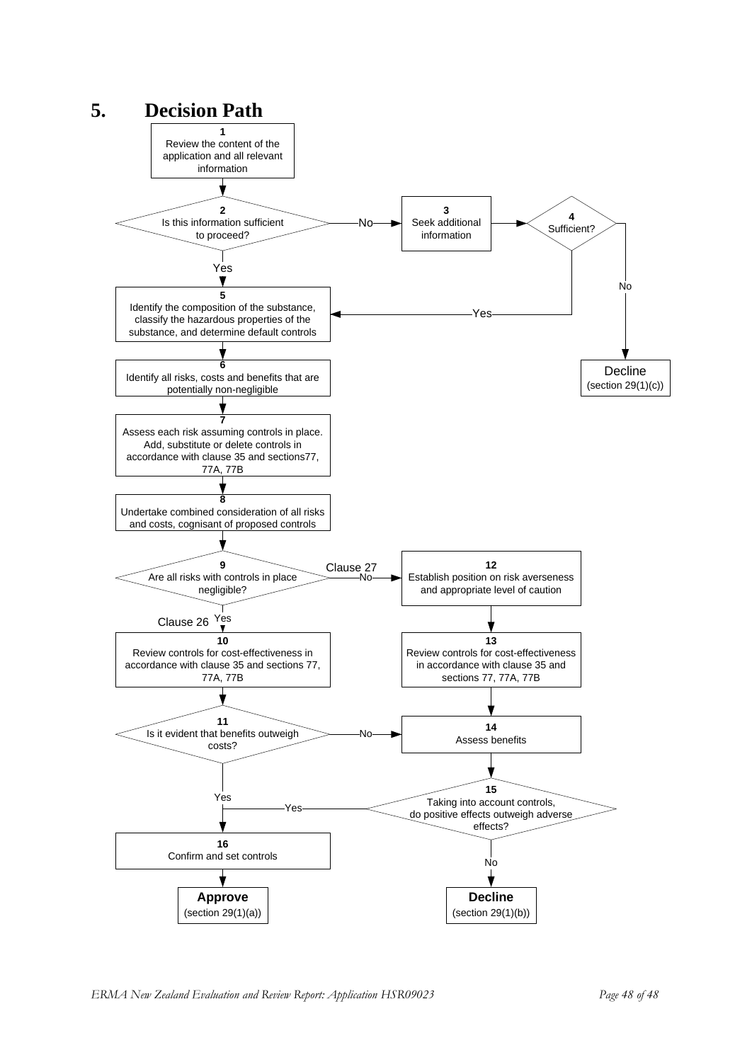# 5. Decision Path

1
Review the content of the application and all relevant information

2
Is this information sufficient to proceed?

No

3
Seek additional information

4
Sufficient?

No

Decline
(section 29(1)(c))

Yes

Yes

5
Identify the composition of the substance, classify the hazardous properties of the substance, and determine default controls

6
Identify all risks, costs and benefits that are potentially non-negligible

7
Assess each risk assuming controls in place. Add, substitute or delete controls in accordance with clause 35 and sections77, 77A, 77B

8
Undertake combined consideration of all risks and costs, cognisant of proposed controls

9
Are all risks with controls in place negligible?

Clause 27
No

12
Establish position on risk averseness and appropriate level of caution

Clause 26
Yes

10
Review controls for cost-effectiveness in accordance with clause 35 and sections 77, 77A, 77B

13
Review controls for cost-effectiveness in accordance with clause 35 and sections 77, 77A, 77B

11
Is it evident that benefits outweigh costs?

No

14
Assess benefits

15
Taking into account controls, do positive effects outweigh adverse effects?

Yes

Yes

16
Confirm and set controls

**Approve**
(section 29(1)(a))

No

**Decline**
(section 29(1)(b))